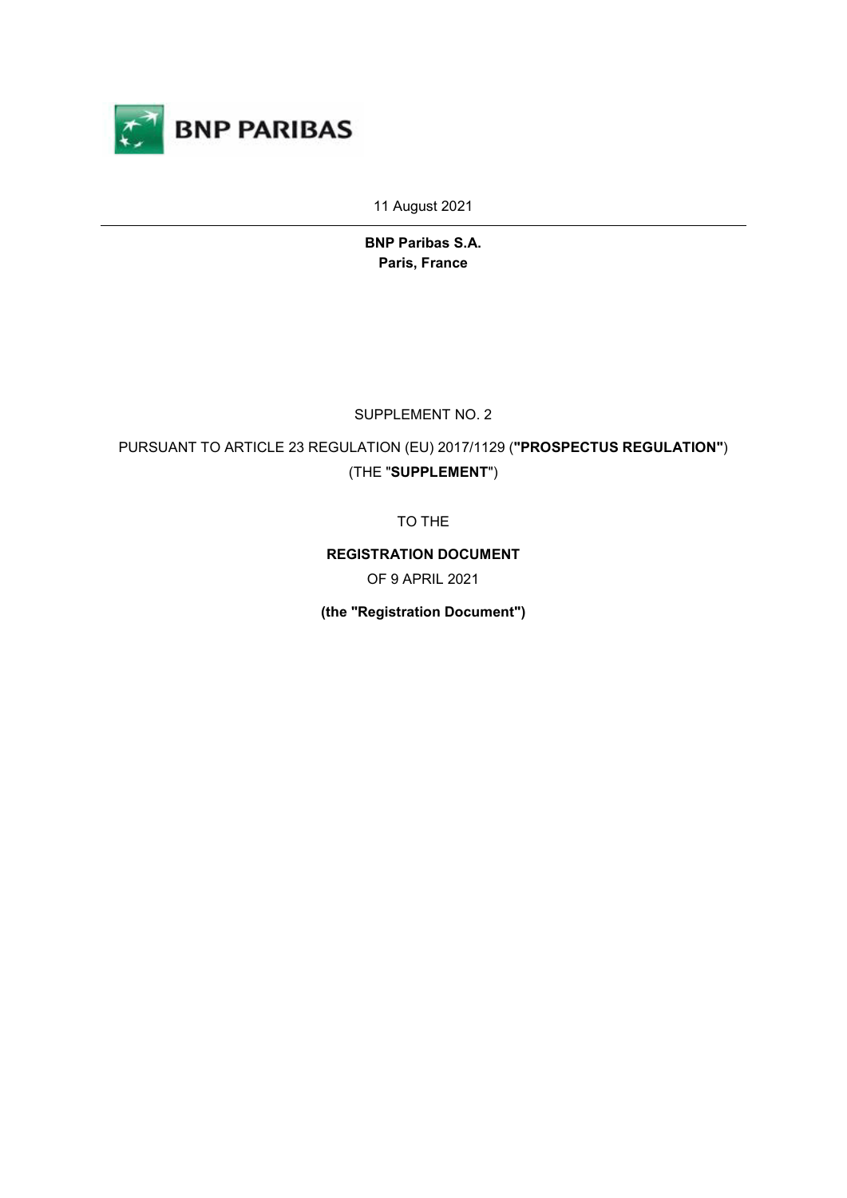BNP PARIBAS

11 August 2021

---

**BNP Paribas S.A.**
**Paris, France**

SUPPLEMENT NO. 2

PURSUANT TO ARTICLE 23 REGULATION (EU) 2017/1129 (**"PROSPECTUS REGULATION"**)
(THE "**SUPPLEMENT**")

TO THE

**REGISTRATION DOCUMENT**

OF 9 APRIL 2021

**(the "Registration Document")**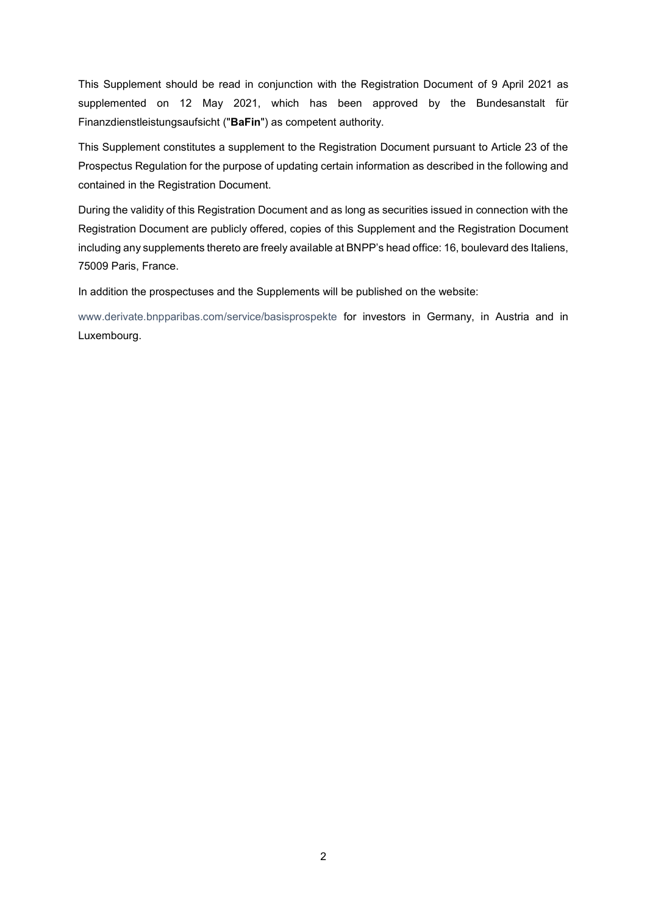This Supplement should be read in conjunction with the Registration Document of 9 April 2021 as supplemented on 12 May 2021, which has been approved by the Bundesanstalt für Finanzdienstleistungsaufsicht ("**BaFin**") as competent authority.

This Supplement constitutes a supplement to the Registration Document pursuant to Article 23 of the Prospectus Regulation for the purpose of updating certain information as described in the following and contained in the Registration Document.

During the validity of this Registration Document and as long as securities issued in connection with the Registration Document are publicly offered, copies of this Supplement and the Registration Document including any supplements thereto are freely available at BNPP's head office: 16, boulevard des Italiens, 75009 Paris, France.

In addition the prospectuses and the Supplements will be published on the website:

www.derivate.bnpparibas.com/service/basisprospekte for investors in Germany, in Austria and in Luxembourg.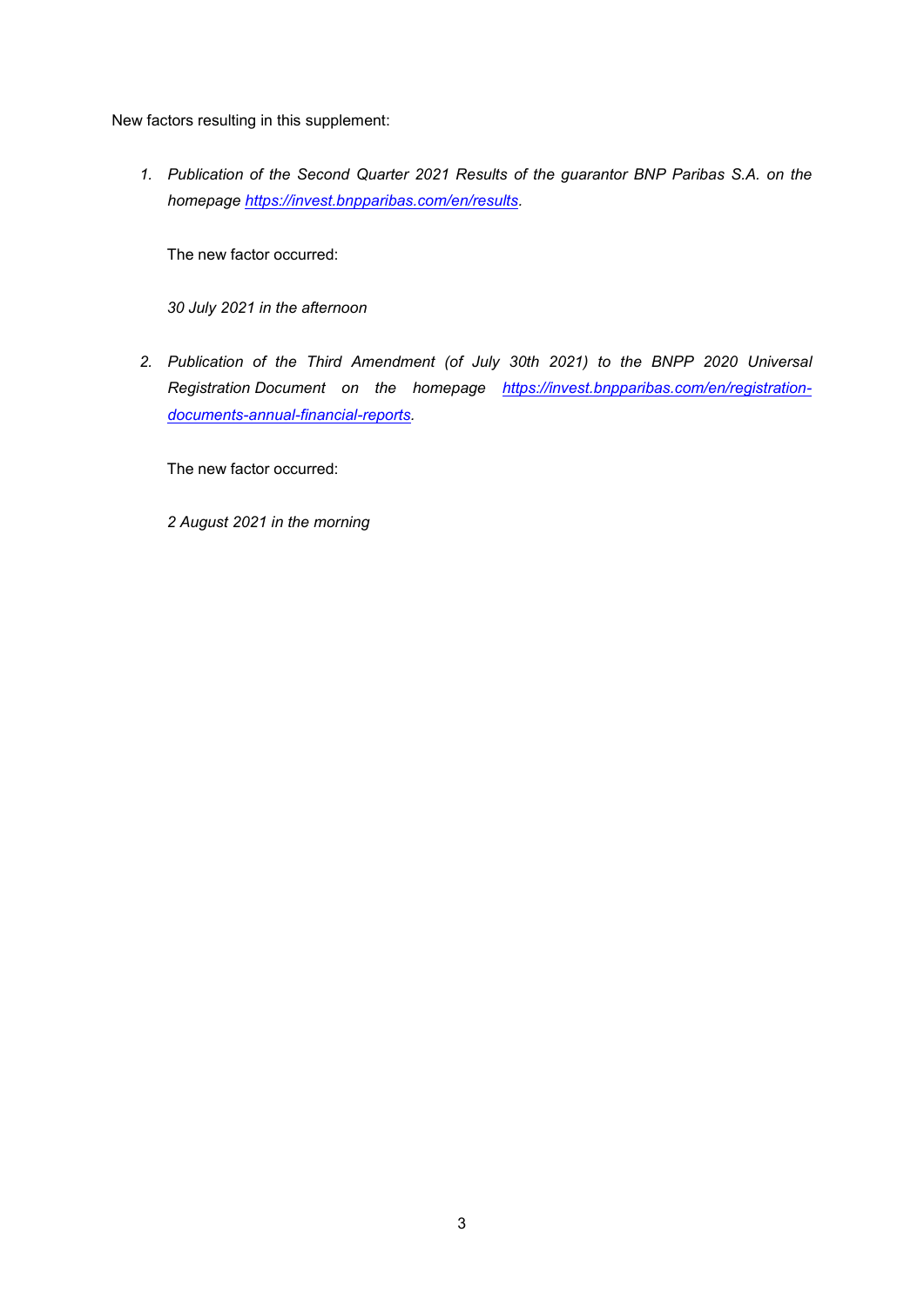New factors resulting in this supplement:

1. *Publication of the Second Quarter 2021 Results of the guarantor BNP Paribas S.A. on the homepage [https://invest.bnpparibas.com/en/results](https://invest.bnpparibas.com/en/results).*

   The new factor occurred:

   *30 July 2021 in the afternoon*

2. *Publication of the Third Amendment (of July 30th 2021) to the BNPP 2020 Universal Registration Document on the homepage [https://invest.bnpparibas.com/en/registration-documents-annual-financial-reports](https://invest.bnpparibas.com/en/registration-documents-annual-financial-reports).*

   The new factor occurred:

   *2 August 2021 in the morning*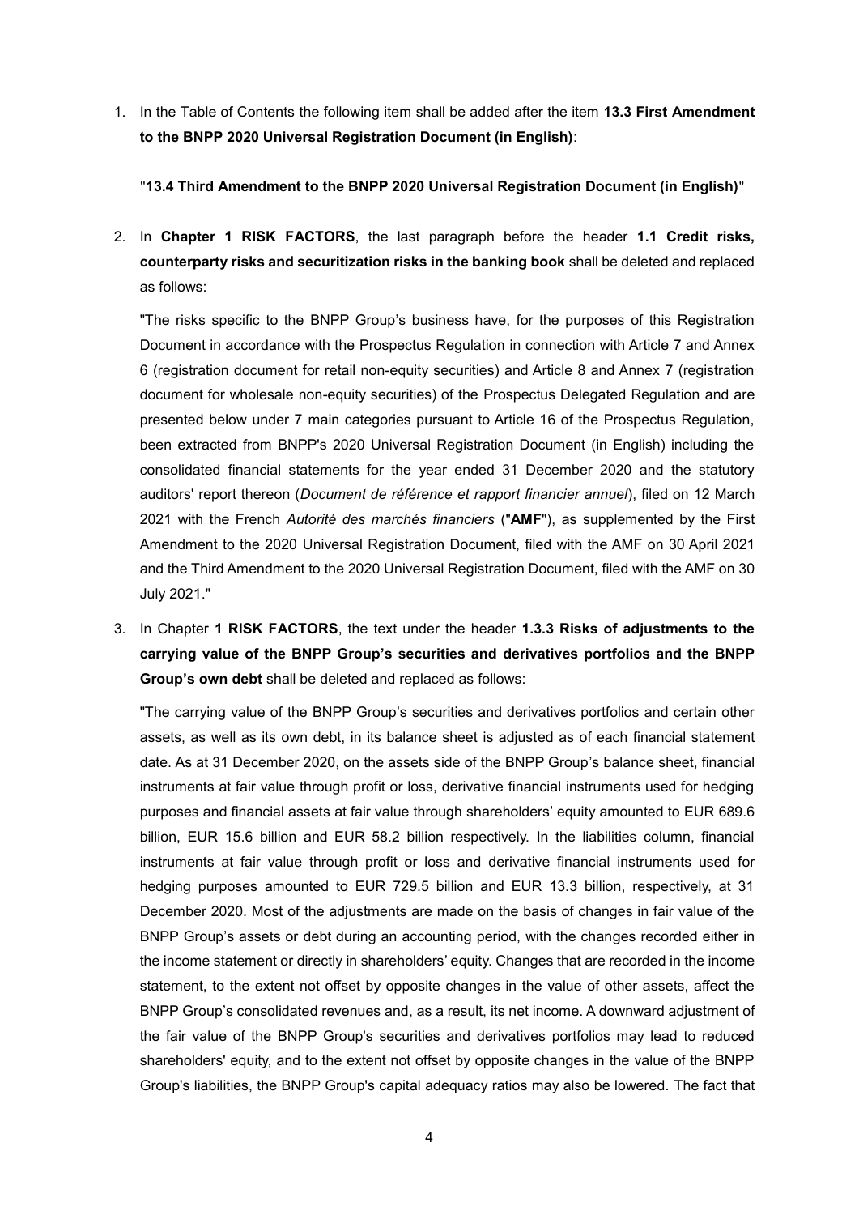1. In the Table of Contents the following item shall be added after the item **13.3 First Amendment to the BNPP 2020 Universal Registration Document (in English)**:

   "**13.4 Third Amendment to the BNPP 2020 Universal Registration Document (in English)**"

2. In **Chapter 1 RISK FACTORS**, the last paragraph before the header **1.1 Credit risks, counterparty risks and securitization risks in the banking book** shall be deleted and replaced as follows:

   "The risks specific to the BNPP Group's business have, for the purposes of this Registration Document in accordance with the Prospectus Regulation in connection with Article 7 and Annex 6 (registration document for retail non-equity securities) and Article 8 and Annex 7 (registration document for wholesale non-equity securities) of the Prospectus Delegated Regulation and are presented below under 7 main categories pursuant to Article 16 of the Prospectus Regulation, been extracted from BNPP's 2020 Universal Registration Document (in English) including the consolidated financial statements for the year ended 31 December 2020 and the statutory auditors' report thereon (*Document de référence et rapport financier annuel*), filed on 12 March 2021 with the French *Autorité des marchés financiers* ("**AMF**"), as supplemented by the First Amendment to the 2020 Universal Registration Document, filed with the AMF on 30 April 2021 and the Third Amendment to the 2020 Universal Registration Document, filed with the AMF on 30 July 2021."

3. In Chapter **1 RISK FACTORS**, the text under the header **1.3.3 Risks of adjustments to the carrying value of the BNPP Group's securities and derivatives portfolios and the BNPP Group's own debt** shall be deleted and replaced as follows:

   "The carrying value of the BNPP Group's securities and derivatives portfolios and certain other assets, as well as its own debt, in its balance sheet is adjusted as of each financial statement date. As at 31 December 2020, on the assets side of the BNPP Group's balance sheet, financial instruments at fair value through profit or loss, derivative financial instruments used for hedging purposes and financial assets at fair value through shareholders' equity amounted to EUR 689.6 billion, EUR 15.6 billion and EUR 58.2 billion respectively. In the liabilities column, financial instruments at fair value through profit or loss and derivative financial instruments used for hedging purposes amounted to EUR 729.5 billion and EUR 13.3 billion, respectively, at 31 December 2020. Most of the adjustments are made on the basis of changes in fair value of the BNPP Group's assets or debt during an accounting period, with the changes recorded either in the income statement or directly in shareholders' equity. Changes that are recorded in the income statement, to the extent not offset by opposite changes in the value of other assets, affect the BNPP Group's consolidated revenues and, as a result, its net income. A downward adjustment of the fair value of the BNPP Group's securities and derivatives portfolios may lead to reduced shareholders' equity, and to the extent not offset by opposite changes in the value of the BNPP Group's liabilities, the BNPP Group's capital adequacy ratios may also be lowered. The fact that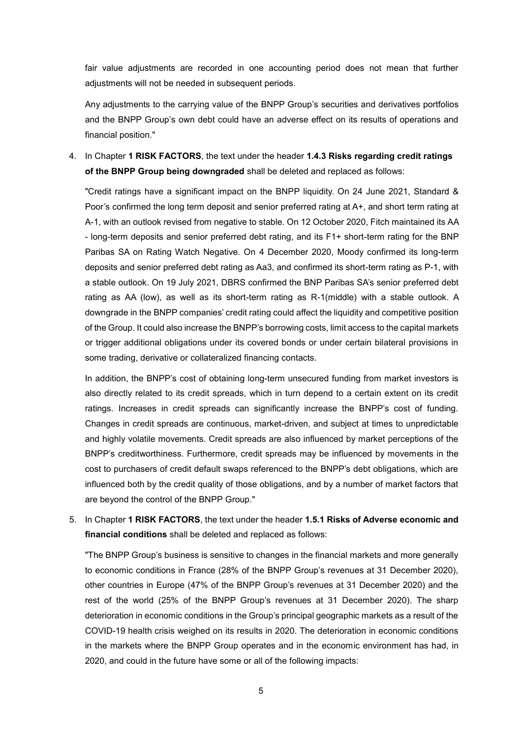fair value adjustments are recorded in one accounting period does not mean that further adjustments will not be needed in subsequent periods.

Any adjustments to the carrying value of the BNPP Group's securities and derivatives portfolios and the BNPP Group's own debt could have an adverse effect on its results of operations and financial position."

4. In Chapter **1 RISK FACTORS**, the text under the header **1.4.3 Risks regarding credit ratings of the BNPP Group being downgraded** shall be deleted and replaced as follows:

   "Credit ratings have a significant impact on the BNPP liquidity. On 24 June 2021, Standard & Poor's confirmed the long term deposit and senior preferred rating at A+, and short term rating at A-1, with an outlook revised from negative to stable. On 12 October 2020, Fitch maintained its AA - long-term deposits and senior preferred debt rating, and its F1+ short-term rating for the BNP Paribas SA on Rating Watch Negative. On 4 December 2020, Moody confirmed its long-term deposits and senior preferred debt rating as Aa3, and confirmed its short-term rating as P-1, with a stable outlook. On 19 July 2021, DBRS confirmed the BNP Paribas SA's senior preferred debt rating as AA (low), as well as its short-term rating as R-1(middle) with a stable outlook. A downgrade in the BNPP companies' credit rating could affect the liquidity and competitive position of the Group. It could also increase the BNPP's borrowing costs, limit access to the capital markets or trigger additional obligations under its covered bonds or under certain bilateral provisions in some trading, derivative or collateralized financing contacts.

   In addition, the BNPP's cost of obtaining long-term unsecured funding from market investors is also directly related to its credit spreads, which in turn depend to a certain extent on its credit ratings. Increases in credit spreads can significantly increase the BNPP's cost of funding. Changes in credit spreads are continuous, market-driven, and subject at times to unpredictable and highly volatile movements. Credit spreads are also influenced by market perceptions of the BNPP's creditworthiness. Furthermore, credit spreads may be influenced by movements in the cost to purchasers of credit default swaps referenced to the BNPP's debt obligations, which are influenced both by the credit quality of those obligations, and by a number of market factors that are beyond the control of the BNPP Group."

5. In Chapter **1 RISK FACTORS**, the text under the header **1.5.1 Risks of Adverse economic and financial conditions** shall be deleted and replaced as follows:

   "The BNPP Group's business is sensitive to changes in the financial markets and more generally to economic conditions in France (28% of the BNPP Group's revenues at 31 December 2020), other countries in Europe (47% of the BNPP Group's revenues at 31 December 2020) and the rest of the world (25% of the BNPP Group's revenues at 31 December 2020). The sharp deterioration in economic conditions in the Group's principal geographic markets as a result of the COVID-19 health crisis weighed on its results in 2020. The deterioration in economic conditions in the markets where the BNPP Group operates and in the economic environment has had, in 2020, and could in the future have some or all of the following impacts: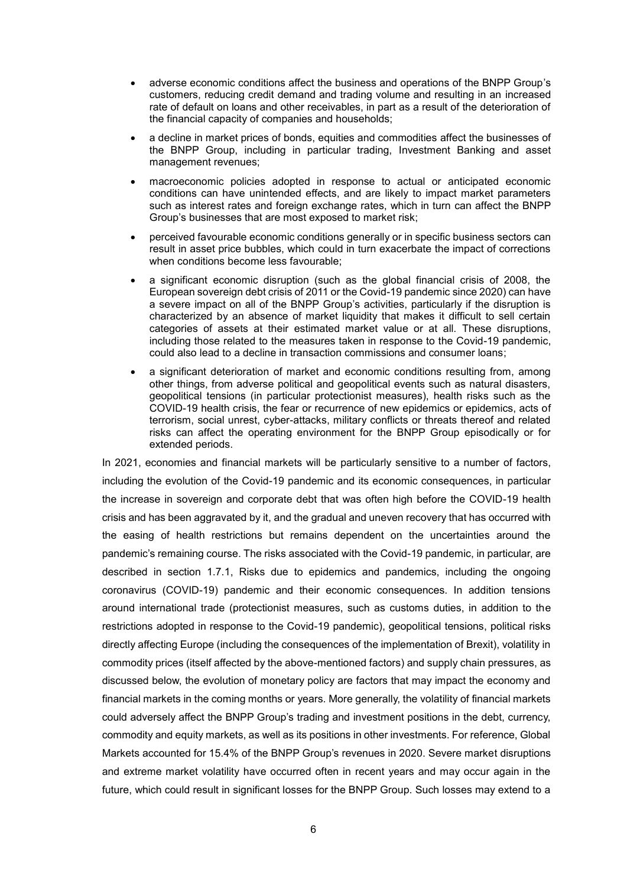- adverse economic conditions affect the business and operations of the BNPP Group's customers, reducing credit demand and trading volume and resulting in an increased rate of default on loans and other receivables, in part as a result of the deterioration of the financial capacity of companies and households;
- a decline in market prices of bonds, equities and commodities affect the businesses of the BNPP Group, including in particular trading, Investment Banking and asset management revenues;
- macroeconomic policies adopted in response to actual or anticipated economic conditions can have unintended effects, and are likely to impact market parameters such as interest rates and foreign exchange rates, which in turn can affect the BNPP Group's businesses that are most exposed to market risk;
- perceived favourable economic conditions generally or in specific business sectors can result in asset price bubbles, which could in turn exacerbate the impact of corrections when conditions become less favourable;
- a significant economic disruption (such as the global financial crisis of 2008, the European sovereign debt crisis of 2011 or the Covid-19 pandemic since 2020) can have a severe impact on all of the BNPP Group's activities, particularly if the disruption is characterized by an absence of market liquidity that makes it difficult to sell certain categories of assets at their estimated market value or at all. These disruptions, including those related to the measures taken in response to the Covid-19 pandemic, could also lead to a decline in transaction commissions and consumer loans;
- a significant deterioration of market and economic conditions resulting from, among other things, from adverse political and geopolitical events such as natural disasters, geopolitical tensions (in particular protectionist measures), health risks such as the COVID-19 health crisis, the fear or recurrence of new epidemics or epidemics, acts of terrorism, social unrest, cyber-attacks, military conflicts or threats thereof and related risks can affect the operating environment for the BNPP Group episodically or for extended periods.

In 2021, economies and financial markets will be particularly sensitive to a number of factors, including the evolution of the Covid-19 pandemic and its economic consequences, in particular the increase in sovereign and corporate debt that was often high before the COVID-19 health crisis and has been aggravated by it, and the gradual and uneven recovery that has occurred with the easing of health restrictions but remains dependent on the uncertainties around the pandemic's remaining course. The risks associated with the Covid-19 pandemic, in particular, are described in section 1.7.1, Risks due to epidemics and pandemics, including the ongoing coronavirus (COVID-19) pandemic and their economic consequences. In addition tensions around international trade (protectionist measures, such as customs duties, in addition to the restrictions adopted in response to the Covid-19 pandemic), geopolitical tensions, political risks directly affecting Europe (including the consequences of the implementation of Brexit), volatility in commodity prices (itself affected by the above-mentioned factors) and supply chain pressures, as discussed below, the evolution of monetary policy are factors that may impact the economy and financial markets in the coming months or years. More generally, the volatility of financial markets could adversely affect the BNPP Group's trading and investment positions in the debt, currency, commodity and equity markets, as well as its positions in other investments. For reference, Global Markets accounted for 15.4% of the BNPP Group's revenues in 2020. Severe market disruptions and extreme market volatility have occurred often in recent years and may occur again in the future, which could result in significant losses for the BNPP Group. Such losses may extend to a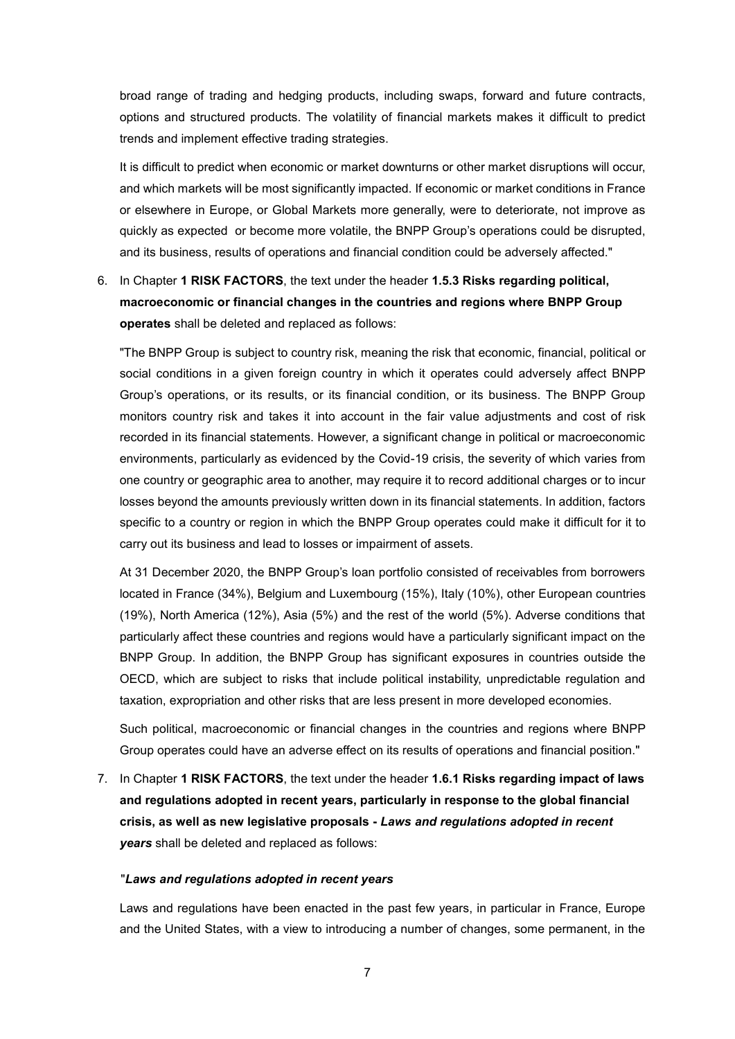broad range of trading and hedging products, including swaps, forward and future contracts, options and structured products. The volatility of financial markets makes it difficult to predict trends and implement effective trading strategies.

It is difficult to predict when economic or market downturns or other market disruptions will occur, and which markets will be most significantly impacted. If economic or market conditions in France or elsewhere in Europe, or Global Markets more generally, were to deteriorate, not improve as quickly as expected or become more volatile, the BNPP Group's operations could be disrupted, and its business, results of operations and financial condition could be adversely affected."

6. In Chapter **1 RISK FACTORS**, the text under the header **1.5.3 Risks regarding political, macroeconomic or financial changes in the countries and regions where BNPP Group operates** shall be deleted and replaced as follows:

   "The BNPP Group is subject to country risk, meaning the risk that economic, financial, political or social conditions in a given foreign country in which it operates could adversely affect BNPP Group's operations, or its results, or its financial condition, or its business. The BNPP Group monitors country risk and takes it into account in the fair value adjustments and cost of risk recorded in its financial statements. However, a significant change in political or macroeconomic environments, particularly as evidenced by the Covid-19 crisis, the severity of which varies from one country or geographic area to another, may require it to record additional charges or to incur losses beyond the amounts previously written down in its financial statements. In addition, factors specific to a country or region in which the BNPP Group operates could make it difficult for it to carry out its business and lead to losses or impairment of assets.

   At 31 December 2020, the BNPP Group's loan portfolio consisted of receivables from borrowers located in France (34%), Belgium and Luxembourg (15%), Italy (10%), other European countries (19%), North America (12%), Asia (5%) and the rest of the world (5%). Adverse conditions that particularly affect these countries and regions would have a particularly significant impact on the BNPP Group. In addition, the BNPP Group has significant exposures in countries outside the OECD, which are subject to risks that include political instability, unpredictable regulation and taxation, expropriation and other risks that are less present in more developed economies.

   Such political, macroeconomic or financial changes in the countries and regions where BNPP Group operates could have an adverse effect on its results of operations and financial position."

7. In Chapter **1 RISK FACTORS**, the text under the header **1.6.1 Risks regarding impact of laws and regulations adopted in recent years, particularly in response to the global financial crisis, as well as new legislative proposals -** ***Laws and regulations adopted in recent years*** shall be deleted and replaced as follows:

   "***Laws and regulations adopted in recent years***

   Laws and regulations have been enacted in the past few years, in particular in France, Europe and the United States, with a view to introducing a number of changes, some permanent, in the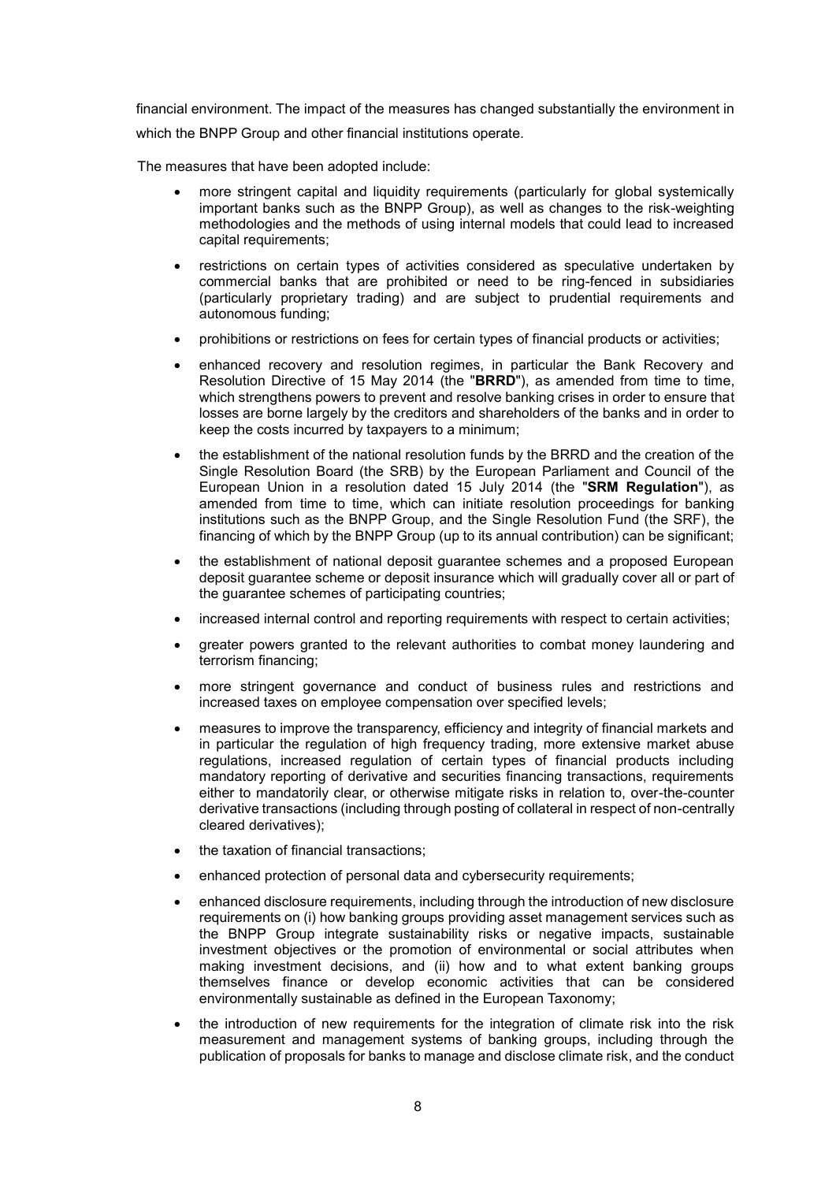financial environment. The impact of the measures has changed substantially the environment in which the BNPP Group and other financial institutions operate.

The measures that have been adopted include:

- more stringent capital and liquidity requirements (particularly for global systemically important banks such as the BNPP Group), as well as changes to the risk-weighting methodologies and the methods of using internal models that could lead to increased capital requirements;
- restrictions on certain types of activities considered as speculative undertaken by commercial banks that are prohibited or need to be ring-fenced in subsidiaries (particularly proprietary trading) and are subject to prudential requirements and autonomous funding;
- prohibitions or restrictions on fees for certain types of financial products or activities;
- enhanced recovery and resolution regimes, in particular the Bank Recovery and Resolution Directive of 15 May 2014 (the "**BRRD**"), as amended from time to time, which strengthens powers to prevent and resolve banking crises in order to ensure that losses are borne largely by the creditors and shareholders of the banks and in order to keep the costs incurred by taxpayers to a minimum;
- the establishment of the national resolution funds by the BRRD and the creation of the Single Resolution Board (the SRB) by the European Parliament and Council of the European Union in a resolution dated 15 July 2014 (the "**SRM Regulation**"), as amended from time to time, which can initiate resolution proceedings for banking institutions such as the BNPP Group, and the Single Resolution Fund (the SRF), the financing of which by the BNPP Group (up to its annual contribution) can be significant;
- the establishment of national deposit guarantee schemes and a proposed European deposit guarantee scheme or deposit insurance which will gradually cover all or part of the guarantee schemes of participating countries;
- increased internal control and reporting requirements with respect to certain activities;
- greater powers granted to the relevant authorities to combat money laundering and terrorism financing;
- more stringent governance and conduct of business rules and restrictions and increased taxes on employee compensation over specified levels;
- measures to improve the transparency, efficiency and integrity of financial markets and in particular the regulation of high frequency trading, more extensive market abuse regulations, increased regulation of certain types of financial products including mandatory reporting of derivative and securities financing transactions, requirements either to mandatorily clear, or otherwise mitigate risks in relation to, over-the-counter derivative transactions (including through posting of collateral in respect of non-centrally cleared derivatives);
- the taxation of financial transactions;
- enhanced protection of personal data and cybersecurity requirements;
- enhanced disclosure requirements, including through the introduction of new disclosure requirements on (i) how banking groups providing asset management services such as the BNPP Group integrate sustainability risks or negative impacts, sustainable investment objectives or the promotion of environmental or social attributes when making investment decisions, and (ii) how and to what extent banking groups themselves finance or develop economic activities that can be considered environmentally sustainable as defined in the European Taxonomy;
- the introduction of new requirements for the integration of climate risk into the risk measurement and management systems of banking groups, including through the publication of proposals for banks to manage and disclose climate risk, and the conduct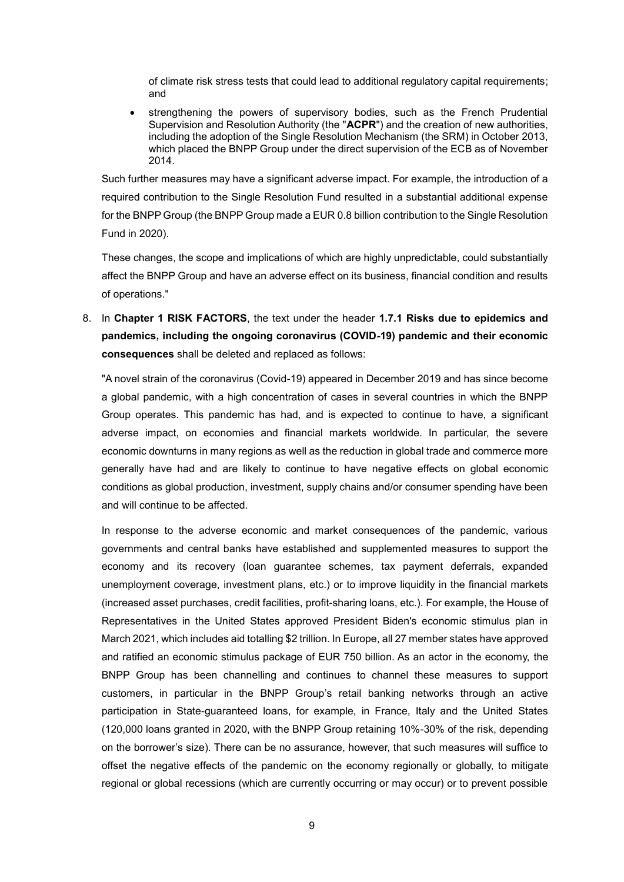of climate risk stress tests that could lead to additional regulatory capital requirements; and

- strengthening the powers of supervisory bodies, such as the French Prudential Supervision and Resolution Authority (the "**ACPR**") and the creation of new authorities, including the adoption of the Single Resolution Mechanism (the SRM) in October 2013, which placed the BNPP Group under the direct supervision of the ECB as of November 2014.

Such further measures may have a significant adverse impact. For example, the introduction of a required contribution to the Single Resolution Fund resulted in a substantial additional expense for the BNPP Group (the BNPP Group made a EUR 0.8 billion contribution to the Single Resolution Fund in 2020).

These changes, the scope and implications of which are highly unpredictable, could substantially affect the BNPP Group and have an adverse effect on its business, financial condition and results of operations."

8. In **Chapter 1 RISK FACTORS**, the text under the header **1.7.1 Risks due to epidemics and pandemics, including the ongoing coronavirus (COVID-19) pandemic and their economic consequences** shall be deleted and replaced as follows:

"A novel strain of the coronavirus (Covid-19) appeared in December 2019 and has since become a global pandemic, with a high concentration of cases in several countries in which the BNPP Group operates. This pandemic has had, and is expected to continue to have, a significant adverse impact, on economies and financial markets worldwide. In particular, the severe economic downturns in many regions as well as the reduction in global trade and commerce more generally have had and are likely to continue to have negative effects on global economic conditions as global production, investment, supply chains and/or consumer spending have been and will continue to be affected.

In response to the adverse economic and market consequences of the pandemic, various governments and central banks have established and supplemented measures to support the economy and its recovery (loan guarantee schemes, tax payment deferrals, expanded unemployment coverage, investment plans, etc.) or to improve liquidity in the financial markets (increased asset purchases, credit facilities, profit-sharing loans, etc.). For example, the House of Representatives in the United States approved President Biden's economic stimulus plan in March 2021, which includes aid totalling $2 trillion. In Europe, all 27 member states have approved and ratified an economic stimulus package of EUR 750 billion. As an actor in the economy, the BNPP Group has been channelling and continues to channel these measures to support customers, in particular in the BNPP Group's retail banking networks through an active participation in State-guaranteed loans, for example, in France, Italy and the United States (120,000 loans granted in 2020, with the BNPP Group retaining 10%-30% of the risk, depending on the borrower's size). There can be no assurance, however, that such measures will suffice to offset the negative effects of the pandemic on the economy regionally or globally, to mitigate regional or global recessions (which are currently occurring or may occur) or to prevent possible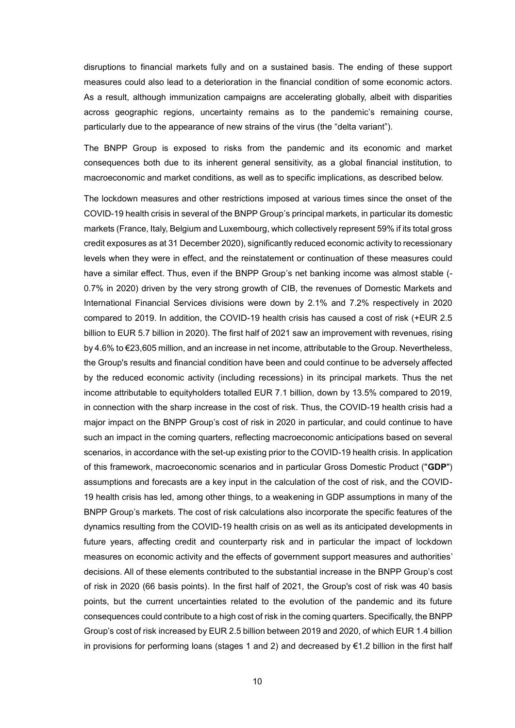disruptions to financial markets fully and on a sustained basis. The ending of these support measures could also lead to a deterioration in the financial condition of some economic actors. As a result, although immunization campaigns are accelerating globally, albeit with disparities across geographic regions, uncertainty remains as to the pandemic's remaining course, particularly due to the appearance of new strains of the virus (the "delta variant").

The BNPP Group is exposed to risks from the pandemic and its economic and market consequences both due to its inherent general sensitivity, as a global financial institution, to macroeconomic and market conditions, as well as to specific implications, as described below.

The lockdown measures and other restrictions imposed at various times since the onset of the COVID-19 health crisis in several of the BNPP Group's principal markets, in particular its domestic markets (France, Italy, Belgium and Luxembourg, which collectively represent 59% if its total gross credit exposures as at 31 December 2020), significantly reduced economic activity to recessionary levels when they were in effect, and the reinstatement or continuation of these measures could have a similar effect. Thus, even if the BNPP Group's net banking income was almost stable (-0.7% in 2020) driven by the very strong growth of CIB, the revenues of Domestic Markets and International Financial Services divisions were down by 2.1% and 7.2% respectively in 2020 compared to 2019. In addition, the COVID-19 health crisis has caused a cost of risk (+EUR 2.5 billion to EUR 5.7 billion in 2020). The first half of 2021 saw an improvement with revenues, rising by 4.6% to €23,605 million, and an increase in net income, attributable to the Group. Nevertheless, the Group's results and financial condition have been and could continue to be adversely affected by the reduced economic activity (including recessions) in its principal markets. Thus the net income attributable to equityholders totalled EUR 7.1 billion, down by 13.5% compared to 2019, in connection with the sharp increase in the cost of risk. Thus, the COVID-19 health crisis had a major impact on the BNPP Group's cost of risk in 2020 in particular, and could continue to have such an impact in the coming quarters, reflecting macroeconomic anticipations based on several scenarios, in accordance with the set-up existing prior to the COVID-19 health crisis. In application of this framework, macroeconomic scenarios and in particular Gross Domestic Product ("**GDP**") assumptions and forecasts are a key input in the calculation of the cost of risk, and the COVID-19 health crisis has led, among other things, to a weakening in GDP assumptions in many of the BNPP Group's markets. The cost of risk calculations also incorporate the specific features of the dynamics resulting from the COVID-19 health crisis on as well as its anticipated developments in future years, affecting credit and counterparty risk and in particular the impact of lockdown measures on economic activity and the effects of government support measures and authorities' decisions. All of these elements contributed to the substantial increase in the BNPP Group's cost of risk in 2020 (66 basis points). In the first half of 2021, the Group's cost of risk was 40 basis points, but the current uncertainties related to the evolution of the pandemic and its future consequences could contribute to a high cost of risk in the coming quarters. Specifically, the BNPP Group's cost of risk increased by EUR 2.5 billion between 2019 and 2020, of which EUR 1.4 billion in provisions for performing loans (stages 1 and 2) and decreased by €1.2 billion in the first half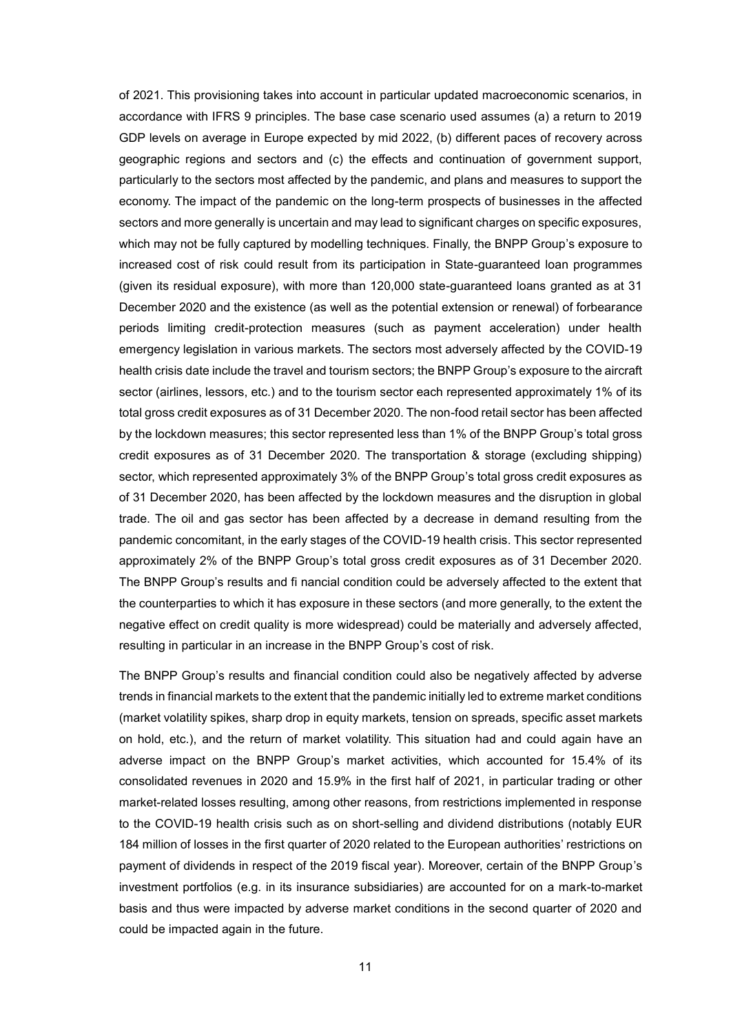of 2021. This provisioning takes into account in particular updated macroeconomic scenarios, in accordance with IFRS 9 principles. The base case scenario used assumes (a) a return to 2019 GDP levels on average in Europe expected by mid 2022, (b) different paces of recovery across geographic regions and sectors and (c) the effects and continuation of government support, particularly to the sectors most affected by the pandemic, and plans and measures to support the economy. The impact of the pandemic on the long-term prospects of businesses in the affected sectors and more generally is uncertain and may lead to significant charges on specific exposures, which may not be fully captured by modelling techniques. Finally, the BNPP Group's exposure to increased cost of risk could result from its participation in State-guaranteed loan programmes (given its residual exposure), with more than 120,000 state-guaranteed loans granted as at 31 December 2020 and the existence (as well as the potential extension or renewal) of forbearance periods limiting credit-protection measures (such as payment acceleration) under health emergency legislation in various markets. The sectors most adversely affected by the COVID-19 health crisis date include the travel and tourism sectors; the BNPP Group's exposure to the aircraft sector (airlines, lessors, etc.) and to the tourism sector each represented approximately 1% of its total gross credit exposures as of 31 December 2020. The non-food retail sector has been affected by the lockdown measures; this sector represented less than 1% of the BNPP Group's total gross credit exposures as of 31 December 2020. The transportation & storage (excluding shipping) sector, which represented approximately 3% of the BNPP Group's total gross credit exposures as of 31 December 2020, has been affected by the lockdown measures and the disruption in global trade. The oil and gas sector has been affected by a decrease in demand resulting from the pandemic concomitant, in the early stages of the COVID-19 health crisis. This sector represented approximately 2% of the BNPP Group's total gross credit exposures as of 31 December 2020. The BNPP Group's results and fi nancial condition could be adversely affected to the extent that the counterparties to which it has exposure in these sectors (and more generally, to the extent the negative effect on credit quality is more widespread) could be materially and adversely affected, resulting in particular in an increase in the BNPP Group's cost of risk.

The BNPP Group's results and financial condition could also be negatively affected by adverse trends in financial markets to the extent that the pandemic initially led to extreme market conditions (market volatility spikes, sharp drop in equity markets, tension on spreads, specific asset markets on hold, etc.), and the return of market volatility. This situation had and could again have an adverse impact on the BNPP Group's market activities, which accounted for 15.4% of its consolidated revenues in 2020 and 15.9% in the first half of 2021, in particular trading or other market-related losses resulting, among other reasons, from restrictions implemented in response to the COVID-19 health crisis such as on short-selling and dividend distributions (notably EUR 184 million of losses in the first quarter of 2020 related to the European authorities' restrictions on payment of dividends in respect of the 2019 fiscal year). Moreover, certain of the BNPP Group's investment portfolios (e.g. in its insurance subsidiaries) are accounted for on a mark-to-market basis and thus were impacted by adverse market conditions in the second quarter of 2020 and could be impacted again in the future.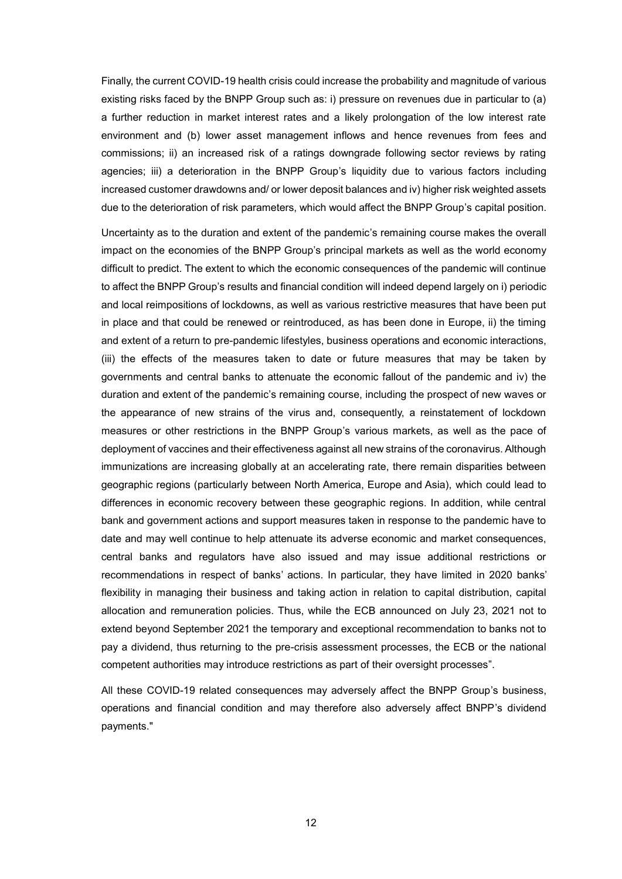Finally, the current COVID-19 health crisis could increase the probability and magnitude of various existing risks faced by the BNPP Group such as: i) pressure on revenues due in particular to (a) a further reduction in market interest rates and a likely prolongation of the low interest rate environment and (b) lower asset management inflows and hence revenues from fees and commissions; ii) an increased risk of a ratings downgrade following sector reviews by rating agencies; iii) a deterioration in the BNPP Group's liquidity due to various factors including increased customer drawdowns and/ or lower deposit balances and iv) higher risk weighted assets due to the deterioration of risk parameters, which would affect the BNPP Group's capital position.

Uncertainty as to the duration and extent of the pandemic's remaining course makes the overall impact on the economies of the BNPP Group's principal markets as well as the world economy difficult to predict. The extent to which the economic consequences of the pandemic will continue to affect the BNPP Group's results and financial condition will indeed depend largely on i) periodic and local reimpositions of lockdowns, as well as various restrictive measures that have been put in place and that could be renewed or reintroduced, as has been done in Europe, ii) the timing and extent of a return to pre-pandemic lifestyles, business operations and economic interactions, (iii) the effects of the measures taken to date or future measures that may be taken by governments and central banks to attenuate the economic fallout of the pandemic and iv) the duration and extent of the pandemic's remaining course, including the prospect of new waves or the appearance of new strains of the virus and, consequently, a reinstatement of lockdown measures or other restrictions in the BNPP Group's various markets, as well as the pace of deployment of vaccines and their effectiveness against all new strains of the coronavirus. Although immunizations are increasing globally at an accelerating rate, there remain disparities between geographic regions (particularly between North America, Europe and Asia), which could lead to differences in economic recovery between these geographic regions. In addition, while central bank and government actions and support measures taken in response to the pandemic have to date and may well continue to help attenuate its adverse economic and market consequences, central banks and regulators have also issued and may issue additional restrictions or recommendations in respect of banks' actions. In particular, they have limited in 2020 banks' flexibility in managing their business and taking action in relation to capital distribution, capital allocation and remuneration policies. Thus, while the ECB announced on July 23, 2021 not to extend beyond September 2021 the temporary and exceptional recommendation to banks not to pay a dividend, thus returning to the pre-crisis assessment processes, the ECB or the national competent authorities may introduce restrictions as part of their oversight processes".

All these COVID-19 related consequences may adversely affect the BNPP Group's business, operations and financial condition and may therefore also adversely affect BNPP's dividend payments."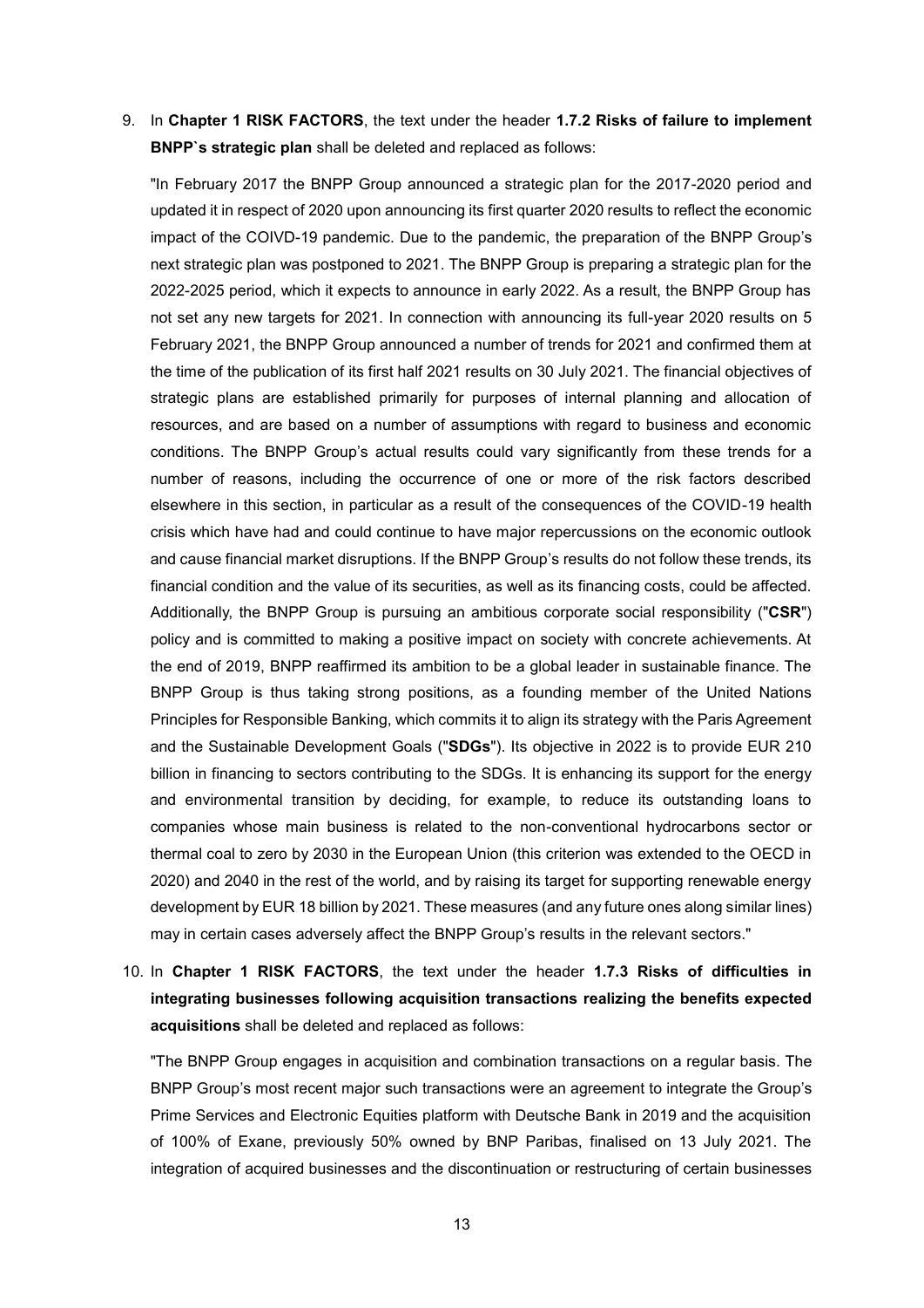9. In **Chapter 1 RISK FACTORS**, the text under the header **1.7.2 Risks of failure to implement BNPP`s strategic plan** shall be deleted and replaced as follows:

   "In February 2017 the BNPP Group announced a strategic plan for the 2017-2020 period and updated it in respect of 2020 upon announcing its first quarter 2020 results to reflect the economic impact of the COIVD-19 pandemic. Due to the pandemic, the preparation of the BNPP Group's next strategic plan was postponed to 2021. The BNPP Group is preparing a strategic plan for the 2022-2025 period, which it expects to announce in early 2022. As a result, the BNPP Group has not set any new targets for 2021. In connection with announcing its full-year 2020 results on 5 February 2021, the BNPP Group announced a number of trends for 2021 and confirmed them at the time of the publication of its first half 2021 results on 30 July 2021. The financial objectives of strategic plans are established primarily for purposes of internal planning and allocation of resources, and are based on a number of assumptions with regard to business and economic conditions. The BNPP Group's actual results could vary significantly from these trends for a number of reasons, including the occurrence of one or more of the risk factors described elsewhere in this section, in particular as a result of the consequences of the COVID-19 health crisis which have had and could continue to have major repercussions on the economic outlook and cause financial market disruptions. If the BNPP Group's results do not follow these trends, its financial condition and the value of its securities, as well as its financing costs, could be affected. Additionally, the BNPP Group is pursuing an ambitious corporate social responsibility ("**CSR**") policy and is committed to making a positive impact on society with concrete achievements. At the end of 2019, BNPP reaffirmed its ambition to be a global leader in sustainable finance. The BNPP Group is thus taking strong positions, as a founding member of the United Nations Principles for Responsible Banking, which commits it to align its strategy with the Paris Agreement and the Sustainable Development Goals ("**SDGs**"). Its objective in 2022 is to provide EUR 210 billion in financing to sectors contributing to the SDGs. It is enhancing its support for the energy and environmental transition by deciding, for example, to reduce its outstanding loans to companies whose main business is related to the non-conventional hydrocarbons sector or thermal coal to zero by 2030 in the European Union (this criterion was extended to the OECD in 2020) and 2040 in the rest of the world, and by raising its target for supporting renewable energy development by EUR 18 billion by 2021. These measures (and any future ones along similar lines) may in certain cases adversely affect the BNPP Group's results in the relevant sectors."

10. In **Chapter 1 RISK FACTORS**, the text under the header **1.7.3 Risks of difficulties in integrating businesses following acquisition transactions realizing the benefits expected acquisitions** shall be deleted and replaced as follows:

    "The BNPP Group engages in acquisition and combination transactions on a regular basis. The BNPP Group's most recent major such transactions were an agreement to integrate the Group's Prime Services and Electronic Equities platform with Deutsche Bank in 2019 and the acquisition of 100% of Exane, previously 50% owned by BNP Paribas, finalised on 13 July 2021. The integration of acquired businesses and the discontinuation or restructuring of certain businesses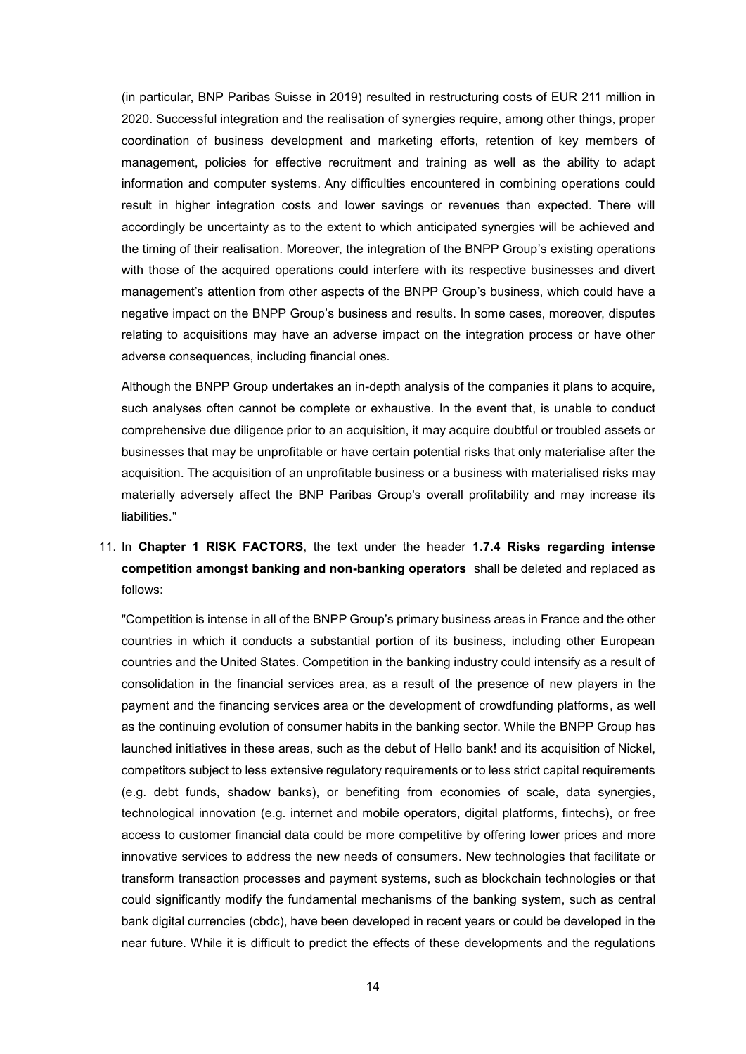(in particular, BNP Paribas Suisse in 2019) resulted in restructuring costs of EUR 211 million in 2020. Successful integration and the realisation of synergies require, among other things, proper coordination of business development and marketing efforts, retention of key members of management, policies for effective recruitment and training as well as the ability to adapt information and computer systems. Any difficulties encountered in combining operations could result in higher integration costs and lower savings or revenues than expected. There will accordingly be uncertainty as to the extent to which anticipated synergies will be achieved and the timing of their realisation. Moreover, the integration of the BNPP Group's existing operations with those of the acquired operations could interfere with its respective businesses and divert management's attention from other aspects of the BNPP Group's business, which could have a negative impact on the BNPP Group's business and results. In some cases, moreover, disputes relating to acquisitions may have an adverse impact on the integration process or have other adverse consequences, including financial ones.

Although the BNPP Group undertakes an in-depth analysis of the companies it plans to acquire, such analyses often cannot be complete or exhaustive. In the event that, is unable to conduct comprehensive due diligence prior to an acquisition, it may acquire doubtful or troubled assets or businesses that may be unprofitable or have certain potential risks that only materialise after the acquisition. The acquisition of an unprofitable business or a business with materialised risks may materially adversely affect the BNP Paribas Group's overall profitability and may increase its liabilities."

11. In **Chapter 1 RISK FACTORS**, the text under the header **1.7.4 Risks regarding intense competition amongst banking and non-banking operators** shall be deleted and replaced as follows:

"Competition is intense in all of the BNPP Group's primary business areas in France and the other countries in which it conducts a substantial portion of its business, including other European countries and the United States. Competition in the banking industry could intensify as a result of consolidation in the financial services area, as a result of the presence of new players in the payment and the financing services area or the development of crowdfunding platforms, as well as the continuing evolution of consumer habits in the banking sector. While the BNPP Group has launched initiatives in these areas, such as the debut of Hello bank! and its acquisition of Nickel, competitors subject to less extensive regulatory requirements or to less strict capital requirements (e.g. debt funds, shadow banks), or benefiting from economies of scale, data synergies, technological innovation (e.g. internet and mobile operators, digital platforms, fintechs), or free access to customer financial data could be more competitive by offering lower prices and more innovative services to address the new needs of consumers. New technologies that facilitate or transform transaction processes and payment systems, such as blockchain technologies or that could significantly modify the fundamental mechanisms of the banking system, such as central bank digital currencies (cbdc), have been developed in recent years or could be developed in the near future. While it is difficult to predict the effects of these developments and the regulations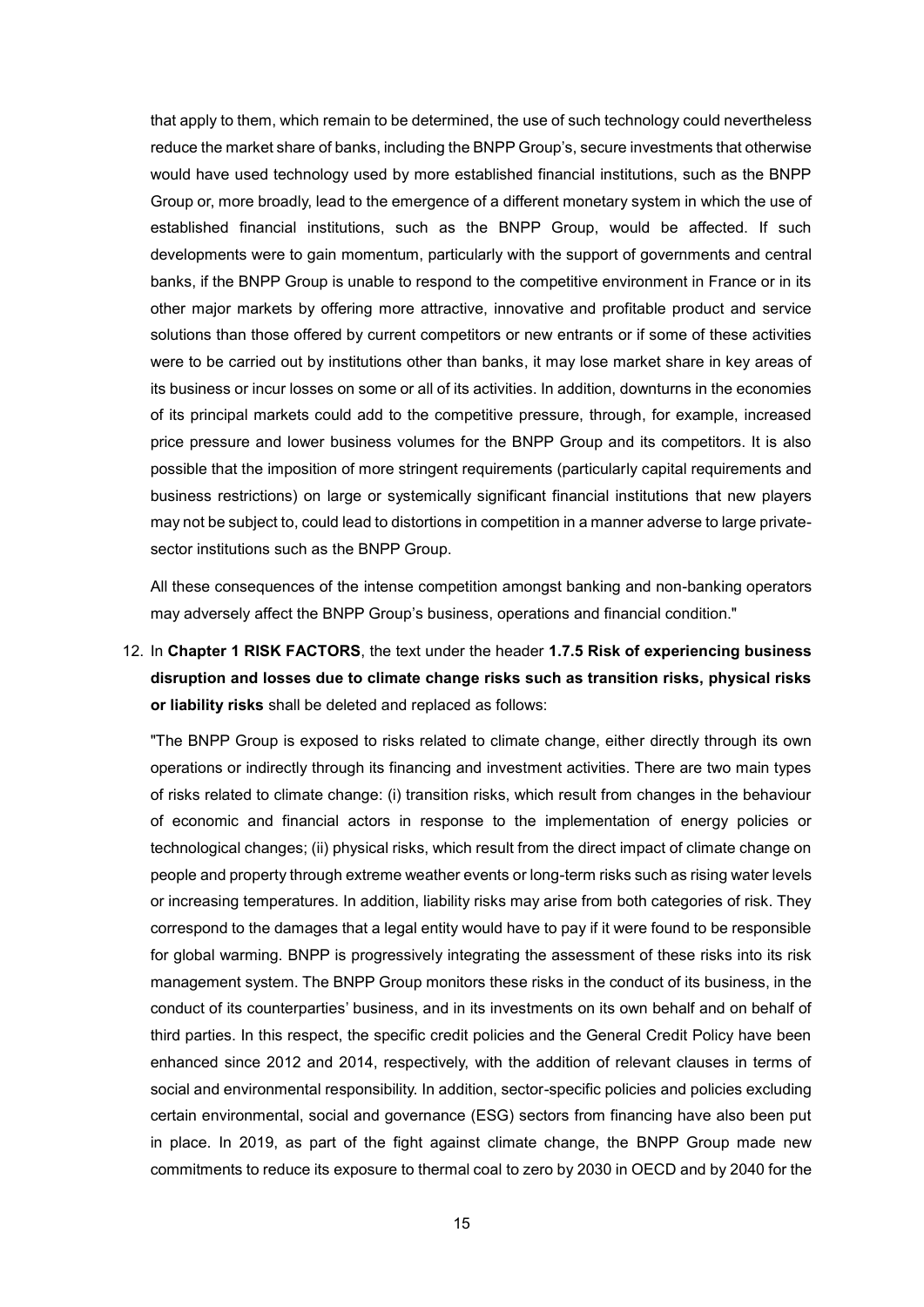that apply to them, which remain to be determined, the use of such technology could nevertheless reduce the market share of banks, including the BNPP Group's, secure investments that otherwise would have used technology used by more established financial institutions, such as the BNPP Group or, more broadly, lead to the emergence of a different monetary system in which the use of established financial institutions, such as the BNPP Group, would be affected. If such developments were to gain momentum, particularly with the support of governments and central banks, if the BNPP Group is unable to respond to the competitive environment in France or in its other major markets by offering more attractive, innovative and profitable product and service solutions than those offered by current competitors or new entrants or if some of these activities were to be carried out by institutions other than banks, it may lose market share in key areas of its business or incur losses on some or all of its activities. In addition, downturns in the economies of its principal markets could add to the competitive pressure, through, for example, increased price pressure and lower business volumes for the BNPP Group and its competitors. It is also possible that the imposition of more stringent requirements (particularly capital requirements and business restrictions) on large or systemically significant financial institutions that new players may not be subject to, could lead to distortions in competition in a manner adverse to large private-sector institutions such as the BNPP Group.

All these consequences of the intense competition amongst banking and non-banking operators may adversely affect the BNPP Group's business, operations and financial condition."

12. In **Chapter 1 RISK FACTORS**, the text under the header **1.7.5 Risk of experiencing business disruption and losses due to climate change risks such as transition risks, physical risks or liability risks** shall be deleted and replaced as follows:

"The BNPP Group is exposed to risks related to climate change, either directly through its own operations or indirectly through its financing and investment activities. There are two main types of risks related to climate change: (i) transition risks, which result from changes in the behaviour of economic and financial actors in response to the implementation of energy policies or technological changes; (ii) physical risks, which result from the direct impact of climate change on people and property through extreme weather events or long-term risks such as rising water levels or increasing temperatures. In addition, liability risks may arise from both categories of risk. They correspond to the damages that a legal entity would have to pay if it were found to be responsible for global warming. BNPP is progressively integrating the assessment of these risks into its risk management system. The BNPP Group monitors these risks in the conduct of its business, in the conduct of its counterparties' business, and in its investments on its own behalf and on behalf of third parties. In this respect, the specific credit policies and the General Credit Policy have been enhanced since 2012 and 2014, respectively, with the addition of relevant clauses in terms of social and environmental responsibility. In addition, sector-specific policies and policies excluding certain environmental, social and governance (ESG) sectors from financing have also been put in place. In 2019, as part of the fight against climate change, the BNPP Group made new commitments to reduce its exposure to thermal coal to zero by 2030 in OECD and by 2040 for the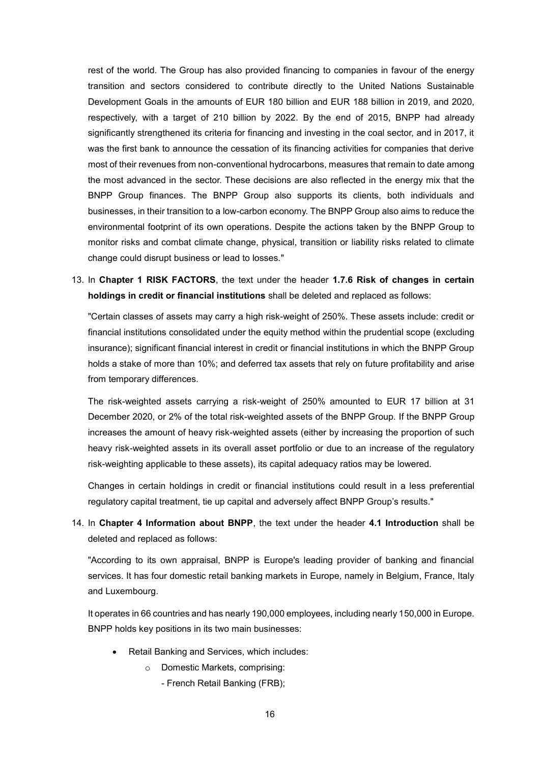rest of the world. The Group has also provided financing to companies in favour of the energy transition and sectors considered to contribute directly to the United Nations Sustainable Development Goals in the amounts of EUR 180 billion and EUR 188 billion in 2019, and 2020, respectively, with a target of 210 billion by 2022. By the end of 2015, BNPP had already significantly strengthened its criteria for financing and investing in the coal sector, and in 2017, it was the first bank to announce the cessation of its financing activities for companies that derive most of their revenues from non-conventional hydrocarbons, measures that remain to date among the most advanced in the sector. These decisions are also reflected in the energy mix that the BNPP Group finances. The BNPP Group also supports its clients, both individuals and businesses, in their transition to a low-carbon economy. The BNPP Group also aims to reduce the environmental footprint of its own operations. Despite the actions taken by the BNPP Group to monitor risks and combat climate change, physical, transition or liability risks related to climate change could disrupt business or lead to losses."

13. In **Chapter 1 RISK FACTORS**, the text under the header **1.7.6 Risk of changes in certain holdings in credit or financial institutions** shall be deleted and replaced as follows:

   "Certain classes of assets may carry a high risk-weight of 250%. These assets include: credit or financial institutions consolidated under the equity method within the prudential scope (excluding insurance); significant financial interest in credit or financial institutions in which the BNPP Group holds a stake of more than 10%; and deferred tax assets that rely on future profitability and arise from temporary differences.

   The risk-weighted assets carrying a risk-weight of 250% amounted to EUR 17 billion at 31 December 2020, or 2% of the total risk-weighted assets of the BNPP Group. If the BNPP Group increases the amount of heavy risk-weighted assets (either by increasing the proportion of such heavy risk-weighted assets in its overall asset portfolio or due to an increase of the regulatory risk-weighting applicable to these assets), its capital adequacy ratios may be lowered.

   Changes in certain holdings in credit or financial institutions could result in a less preferential regulatory capital treatment, tie up capital and adversely affect BNPP Group's results."

14. In **Chapter 4 Information about BNPP**, the text under the header **4.1 Introduction** shall be deleted and replaced as follows:

   "According to its own appraisal, BNPP is Europe's leading provider of banking and financial services. It has four domestic retail banking markets in Europe, namely in Belgium, France, Italy and Luxembourg.

   It operates in 66 countries and has nearly 190,000 employees, including nearly 150,000 in Europe. BNPP holds key positions in its two main businesses:

   - Retail Banking and Services, which includes:
     - Domestic Markets, comprising:
       - French Retail Banking (FRB);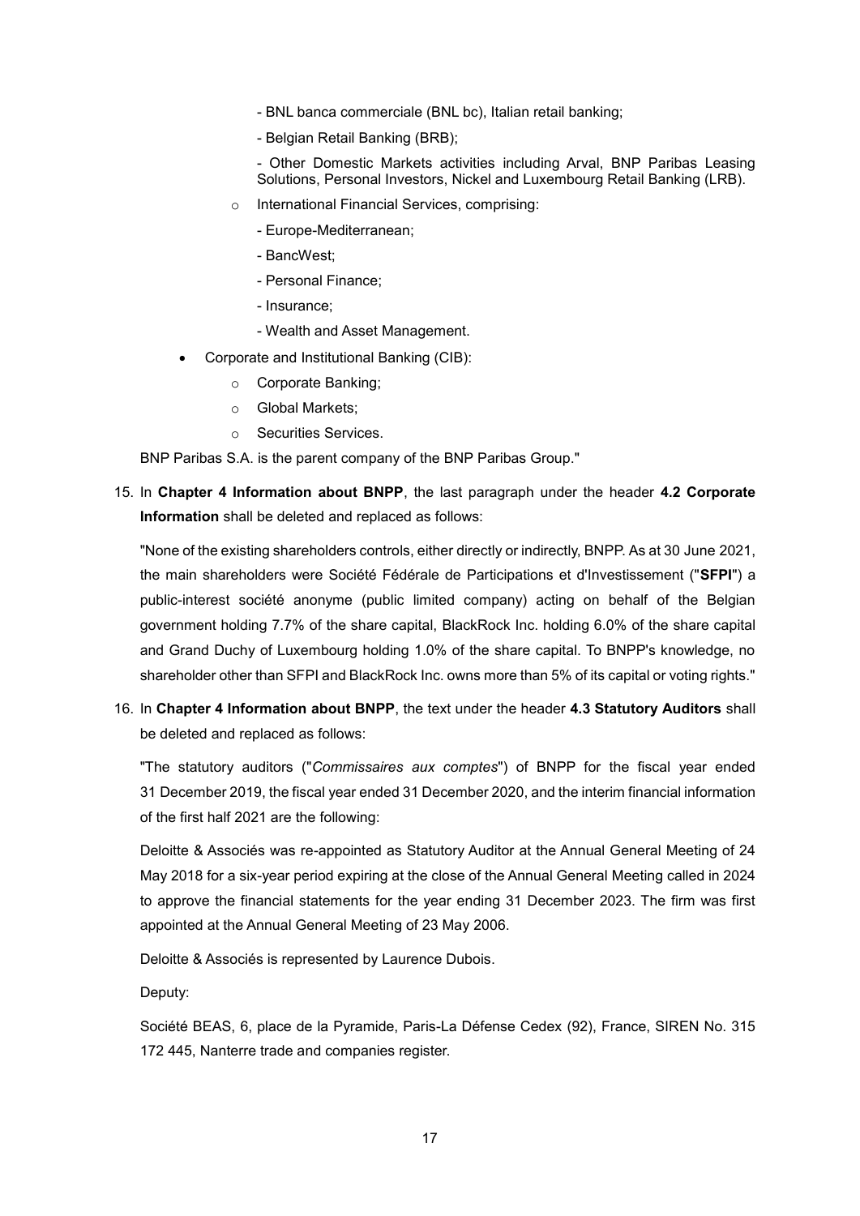- BNL banca commerciale (BNL bc), Italian retail banking;
  - Belgian Retail Banking (BRB);
  - Other Domestic Markets activities including Arval, BNP Paribas Leasing Solutions, Personal Investors, Nickel and Luxembourg Retail Banking (LRB).
- International Financial Services, comprising:
  - Europe-Mediterranean;
  - BancWest;
  - Personal Finance;
  - Insurance;
  - Wealth and Asset Management.

- Corporate and Institutional Banking (CIB):
  - Corporate Banking;
  - Global Markets;
  - Securities Services.

BNP Paribas S.A. is the parent company of the BNP Paribas Group."

15. In **Chapter 4 Information about BNPP**, the last paragraph under the header **4.2 Corporate Information** shall be deleted and replaced as follows:

"None of the existing shareholders controls, either directly or indirectly, BNPP. As at 30 June 2021, the main shareholders were Société Fédérale de Participations et d'Investissement ("**SFPI**") a public-interest société anonyme (public limited company) acting on behalf of the Belgian government holding 7.7% of the share capital, BlackRock Inc. holding 6.0% of the share capital and Grand Duchy of Luxembourg holding 1.0% of the share capital. To BNPP's knowledge, no shareholder other than SFPI and BlackRock Inc. owns more than 5% of its capital or voting rights."

16. In **Chapter 4 Information about BNPP**, the text under the header **4.3 Statutory Auditors** shall be deleted and replaced as follows:

"The statutory auditors ("*Commissaires aux comptes*") of BNPP for the fiscal year ended 31 December 2019, the fiscal year ended 31 December 2020, and the interim financial information of the first half 2021 are the following:

Deloitte & Associés was re-appointed as Statutory Auditor at the Annual General Meeting of 24 May 2018 for a six-year period expiring at the close of the Annual General Meeting called in 2024 to approve the financial statements for the year ending 31 December 2023. The firm was first appointed at the Annual General Meeting of 23 May 2006.

Deloitte & Associés is represented by Laurence Dubois.

Deputy:

Société BEAS, 6, place de la Pyramide, Paris-La Défense Cedex (92), France, SIREN No. 315 172 445, Nanterre trade and companies register.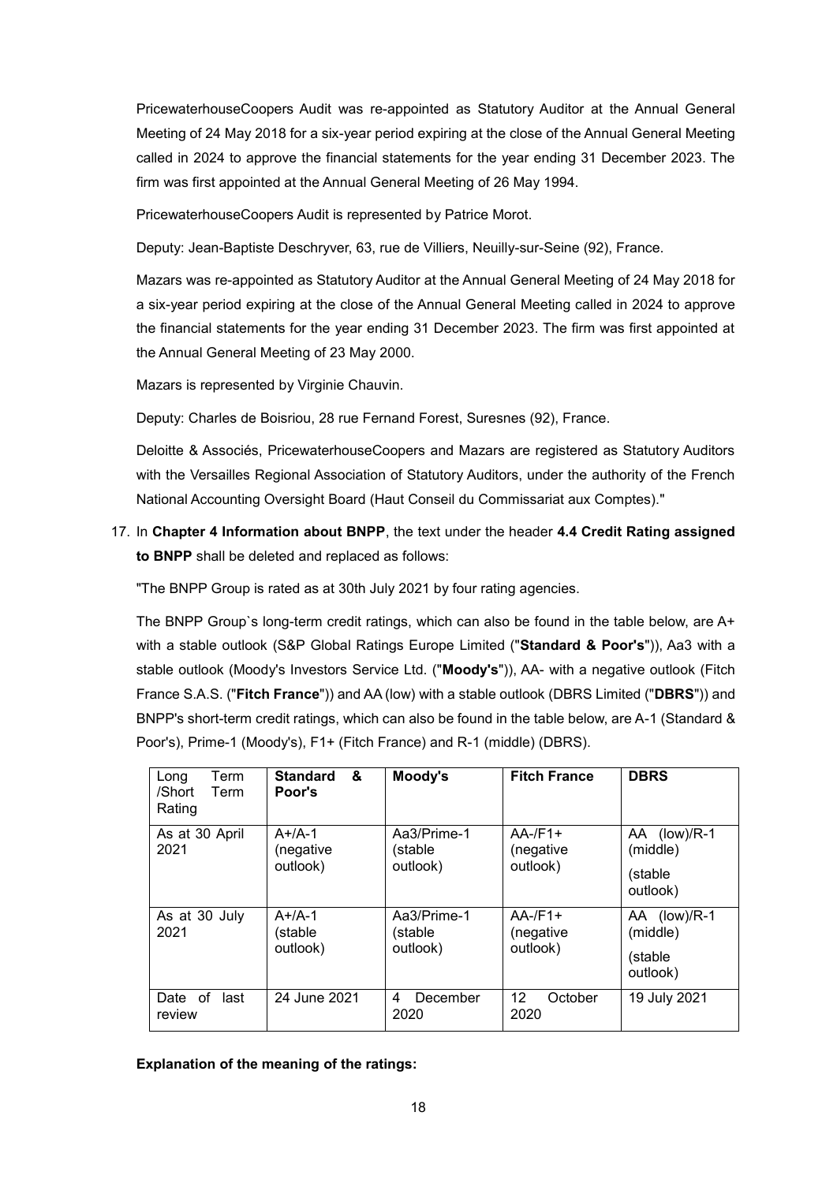PricewaterhouseCoopers Audit was re-appointed as Statutory Auditor at the Annual General Meeting of 24 May 2018 for a six-year period expiring at the close of the Annual General Meeting called in 2024 to approve the financial statements for the year ending 31 December 2023. The firm was first appointed at the Annual General Meeting of 26 May 1994.

PricewaterhouseCoopers Audit is represented by Patrice Morot.

Deputy: Jean-Baptiste Deschryver, 63, rue de Villiers, Neuilly-sur-Seine (92), France.

Mazars was re-appointed as Statutory Auditor at the Annual General Meeting of 24 May 2018 for a six-year period expiring at the close of the Annual General Meeting called in 2024 to approve the financial statements for the year ending 31 December 2023. The firm was first appointed at the Annual General Meeting of 23 May 2000.

Mazars is represented by Virginie Chauvin.

Deputy: Charles de Boisriou, 28 rue Fernand Forest, Suresnes (92), France.

Deloitte & Associés, PricewaterhouseCoopers and Mazars are registered as Statutory Auditors with the Versailles Regional Association of Statutory Auditors, under the authority of the French National Accounting Oversight Board (Haut Conseil du Commissariat aux Comptes)."

17. In **Chapter 4 Information about BNPP**, the text under the header **4.4 Credit Rating assigned to BNPP** shall be deleted and replaced as follows:

"The BNPP Group is rated as at 30th July 2021 by four rating agencies.

The BNPP Group`s long-term credit ratings, which can also be found in the table below, are A+ with a stable outlook (S&P Global Ratings Europe Limited ("**Standard & Poor's**")), Aa3 with a stable outlook (Moody's Investors Service Ltd. ("**Moody's**")), AA- with a negative outlook (Fitch France S.A.S. ("**Fitch France**")) and AA (low) with a stable outlook (DBRS Limited ("**DBRS**")) and BNPP's short-term credit ratings, which can also be found in the table below, are A-1 (Standard & Poor's), Prime-1 (Moody's), F1+ (Fitch France) and R-1 (middle) (DBRS).

| Long Term /Short Term Rating | **Standard & Poor's** | **Moody's** | **Fitch France** | **DBRS** |
|---|---|---|---|---|
| As at 30 April 2021 | A+/A-1 (negative outlook) | Aa3/Prime-1 (stable outlook) | AA-/F1+ (negative outlook) | AA (low)/R-1 (middle) (stable outlook) |
| As at 30 July 2021 | A+/A-1 (stable outlook) | Aa3/Prime-1 (stable outlook) | AA-/F1+ (negative outlook) | AA (low)/R-1 (middle) (stable outlook) |
| Date of last review | 24 June 2021 | 4 December 2020 | 12 October 2020 | 19 July 2021 |

**Explanation of the meaning of the ratings:**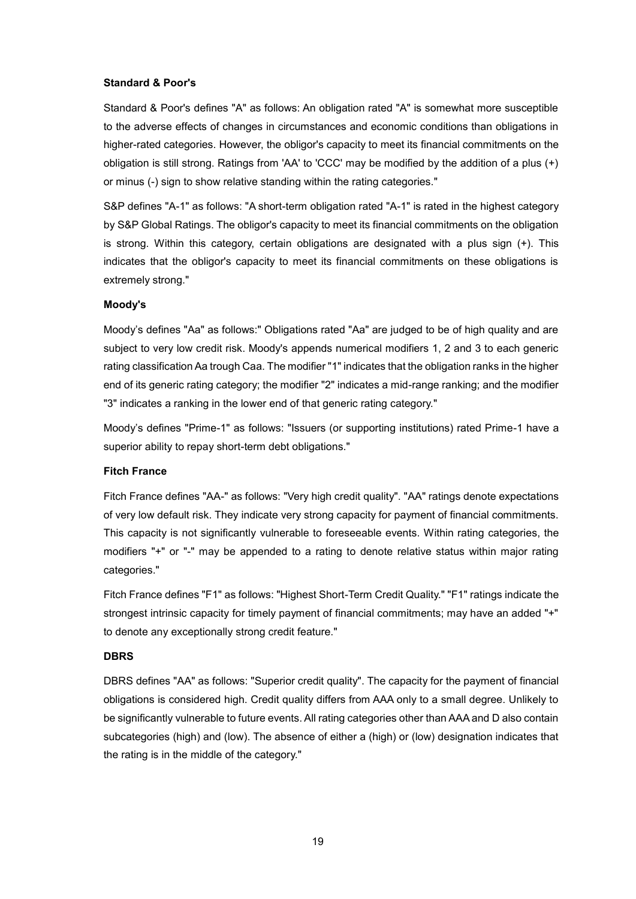**Standard & Poor's**

Standard & Poor's defines "A" as follows: An obligation rated "A" is somewhat more susceptible to the adverse effects of changes in circumstances and economic conditions than obligations in higher-rated categories. However, the obligor's capacity to meet its financial commitments on the obligation is still strong. Ratings from 'AA' to 'CCC' may be modified by the addition of a plus (+) or minus (-) sign to show relative standing within the rating categories."

S&P defines "A-1" as follows: "A short-term obligation rated "A-1" is rated in the highest category by S&P Global Ratings. The obligor's capacity to meet its financial commitments on the obligation is strong. Within this category, certain obligations are designated with a plus sign (+). This indicates that the obligor's capacity to meet its financial commitments on these obligations is extremely strong."

**Moody's**

Moody's defines "Aa" as follows:" Obligations rated "Aa" are judged to be of high quality and are subject to very low credit risk. Moody's appends numerical modifiers 1, 2 and 3 to each generic rating classification Aa trough Caa. The modifier "1" indicates that the obligation ranks in the higher end of its generic rating category; the modifier "2" indicates a mid-range ranking; and the modifier "3" indicates a ranking in the lower end of that generic rating category."

Moody's defines "Prime-1" as follows: "Issuers (or supporting institutions) rated Prime-1 have a superior ability to repay short-term debt obligations."

**Fitch France**

Fitch France defines "AA-" as follows: "Very high credit quality". "AA" ratings denote expectations of very low default risk. They indicate very strong capacity for payment of financial commitments. This capacity is not significantly vulnerable to foreseeable events. Within rating categories, the modifiers "+" or "-" may be appended to a rating to denote relative status within major rating categories."

Fitch France defines "F1" as follows: "Highest Short-Term Credit Quality." "F1" ratings indicate the strongest intrinsic capacity for timely payment of financial commitments; may have an added "+" to denote any exceptionally strong credit feature."

**DBRS**

DBRS defines "AA" as follows: "Superior credit quality". The capacity for the payment of financial obligations is considered high. Credit quality differs from AAA only to a small degree. Unlikely to be significantly vulnerable to future events. All rating categories other than AAA and D also contain subcategories (high) and (low). The absence of either a (high) or (low) designation indicates that the rating is in the middle of the category."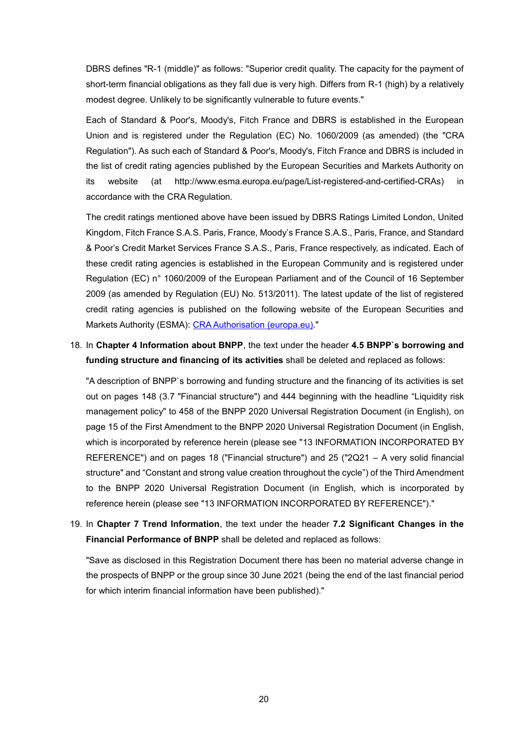DBRS defines "R-1 (middle)" as follows: "Superior credit quality. The capacity for the payment of short-term financial obligations as they fall due is very high. Differs from R-1 (high) by a relatively modest degree. Unlikely to be significantly vulnerable to future events."

Each of Standard & Poor's, Moody's, Fitch France and DBRS is established in the European Union and is registered under the Regulation (EC) No. 1060/2009 (as amended) (the "CRA Regulation"). As such each of Standard & Poor's, Moody's, Fitch France and DBRS is included in the list of credit rating agencies published by the European Securities and Markets Authority on its website (at http://www.esma.europa.eu/page/List-registered-and-certified-CRAs) in accordance with the CRA Regulation.

The credit ratings mentioned above have been issued by DBRS Ratings Limited London, United Kingdom, Fitch France S.A.S. Paris, France, Moody's France S.A.S., Paris, France, and Standard & Poor's Credit Market Services France S.A.S., Paris, France respectively, as indicated. Each of these credit rating agencies is established in the European Community and is registered under Regulation (EC) n° 1060/2009 of the European Parliament and of the Council of 16 September 2009 (as amended by Regulation (EU) No. 513/2011). The latest update of the list of registered credit rating agencies is published on the following website of the European Securities and Markets Authority (ESMA): CRA Authorisation (europa.eu)."

18. In **Chapter 4 Information about BNPP**, the text under the header **4.5 BNPP`s borrowing and funding structure and financing of its activities** shall be deleted and replaced as follows:

    "A description of BNPP`s borrowing and funding structure and the financing of its activities is set out on pages 148 (3.7 "Financial structure") and 444 beginning with the headline "Liquidity risk management policy" to 458 of the BNPP 2020 Universal Registration Document (in English), on page 15 of the First Amendment to the BNPP 2020 Universal Registration Document (in English, which is incorporated by reference herein (please see "13 INFORMATION INCORPORATED BY REFERENCE") and on pages 18 ("Financial structure") and 25 ("2Q21 – A very solid financial structure" and "Constant and strong value creation throughout the cycle") of the Third Amendment to the BNPP 2020 Universal Registration Document (in English, which is incorporated by reference herein (please see "13 INFORMATION INCORPORATED BY REFERENCE")."

19. In **Chapter 7 Trend Information**, the text under the header **7.2 Significant Changes in the Financial Performance of BNPP** shall be deleted and replaced as follows:

    "Save as disclosed in this Registration Document there has been no material adverse change in the prospects of BNPP or the group since 30 June 2021 (being the end of the last financial period for which interim financial information have been published)."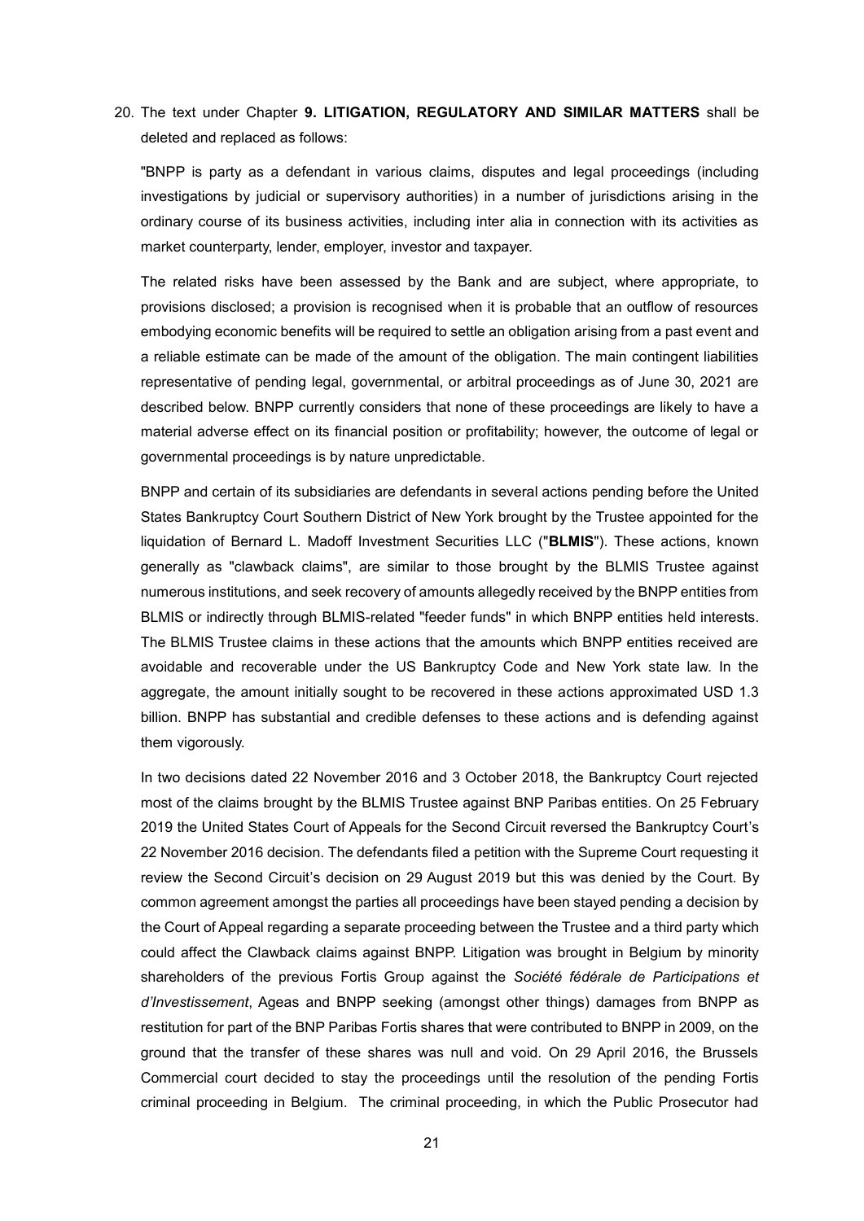20. The text under Chapter **9. LITIGATION, REGULATORY AND SIMILAR MATTERS** shall be deleted and replaced as follows:

"BNPP is party as a defendant in various claims, disputes and legal proceedings (including investigations by judicial or supervisory authorities) in a number of jurisdictions arising in the ordinary course of its business activities, including inter alia in connection with its activities as market counterparty, lender, employer, investor and taxpayer.

The related risks have been assessed by the Bank and are subject, where appropriate, to provisions disclosed; a provision is recognised when it is probable that an outflow of resources embodying economic benefits will be required to settle an obligation arising from a past event and a reliable estimate can be made of the amount of the obligation. The main contingent liabilities representative of pending legal, governmental, or arbitral proceedings as of June 30, 2021 are described below. BNPP currently considers that none of these proceedings are likely to have a material adverse effect on its financial position or profitability; however, the outcome of legal or governmental proceedings is by nature unpredictable.

BNPP and certain of its subsidiaries are defendants in several actions pending before the United States Bankruptcy Court Southern District of New York brought by the Trustee appointed for the liquidation of Bernard L. Madoff Investment Securities LLC ("**BLMIS**"). These actions, known generally as "clawback claims", are similar to those brought by the BLMIS Trustee against numerous institutions, and seek recovery of amounts allegedly received by the BNPP entities from BLMIS or indirectly through BLMIS-related "feeder funds" in which BNPP entities held interests. The BLMIS Trustee claims in these actions that the amounts which BNPP entities received are avoidable and recoverable under the US Bankruptcy Code and New York state law. In the aggregate, the amount initially sought to be recovered in these actions approximated USD 1.3 billion. BNPP has substantial and credible defenses to these actions and is defending against them vigorously.

In two decisions dated 22 November 2016 and 3 October 2018, the Bankruptcy Court rejected most of the claims brought by the BLMIS Trustee against BNP Paribas entities. On 25 February 2019 the United States Court of Appeals for the Second Circuit reversed the Bankruptcy Court's 22 November 2016 decision. The defendants filed a petition with the Supreme Court requesting it review the Second Circuit's decision on 29 August 2019 but this was denied by the Court. By common agreement amongst the parties all proceedings have been stayed pending a decision by the Court of Appeal regarding a separate proceeding between the Trustee and a third party which could affect the Clawback claims against BNPP. Litigation was brought in Belgium by minority shareholders of the previous Fortis Group against the *Société fédérale de Participations et d'Investissement*, Ageas and BNPP seeking (amongst other things) damages from BNPP as restitution for part of the BNP Paribas Fortis shares that were contributed to BNPP in 2009, on the ground that the transfer of these shares was null and void. On 29 April 2016, the Brussels Commercial court decided to stay the proceedings until the resolution of the pending Fortis criminal proceeding in Belgium. The criminal proceeding, in which the Public Prosecutor had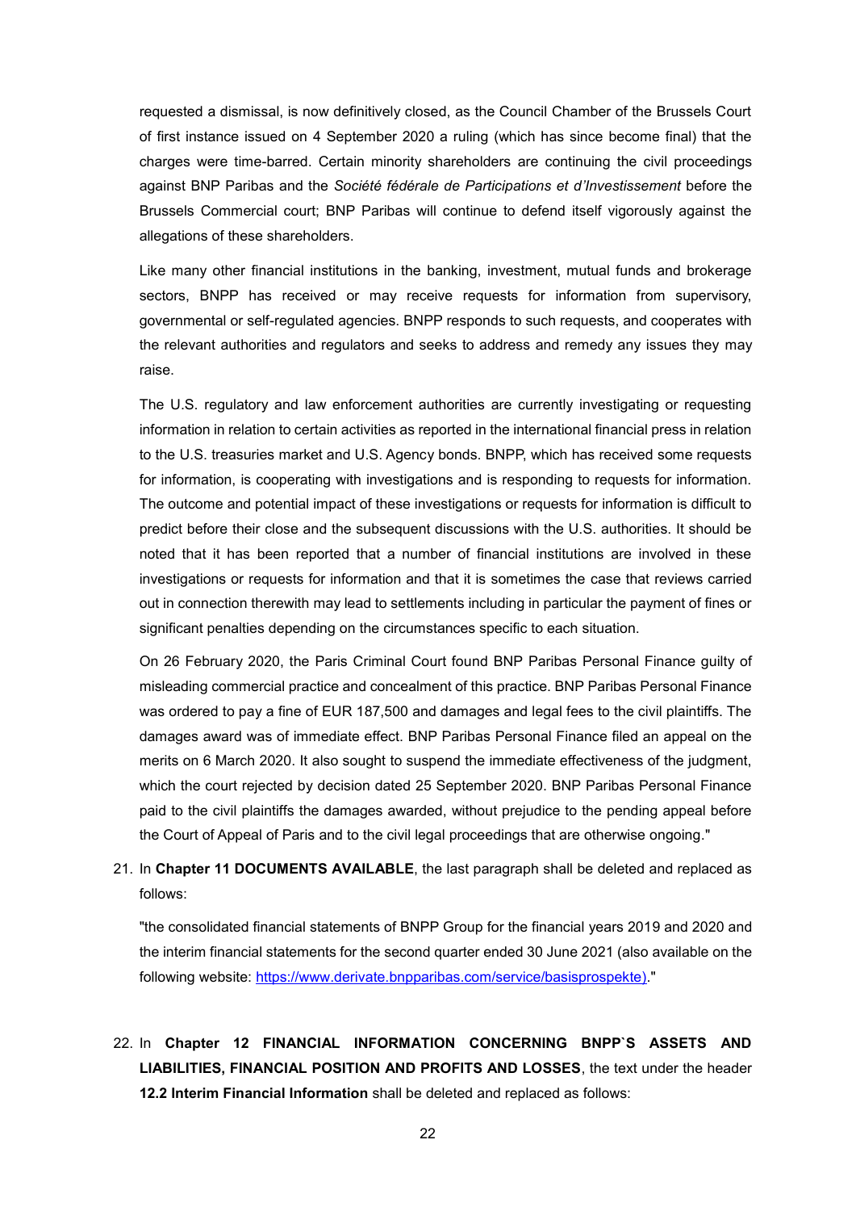requested a dismissal, is now definitively closed, as the Council Chamber of the Brussels Court of first instance issued on 4 September 2020 a ruling (which has since become final) that the charges were time-barred. Certain minority shareholders are continuing the civil proceedings against BNP Paribas and the *Société fédérale de Participations et d'Investissement* before the Brussels Commercial court; BNP Paribas will continue to defend itself vigorously against the allegations of these shareholders.

Like many other financial institutions in the banking, investment, mutual funds and brokerage sectors, BNPP has received or may receive requests for information from supervisory, governmental or self-regulated agencies. BNPP responds to such requests, and cooperates with the relevant authorities and regulators and seeks to address and remedy any issues they may raise.

The U.S. regulatory and law enforcement authorities are currently investigating or requesting information in relation to certain activities as reported in the international financial press in relation to the U.S. treasuries market and U.S. Agency bonds. BNPP, which has received some requests for information, is cooperating with investigations and is responding to requests for information. The outcome and potential impact of these investigations or requests for information is difficult to predict before their close and the subsequent discussions with the U.S. authorities. It should be noted that it has been reported that a number of financial institutions are involved in these investigations or requests for information and that it is sometimes the case that reviews carried out in connection therewith may lead to settlements including in particular the payment of fines or significant penalties depending on the circumstances specific to each situation.

On 26 February 2020, the Paris Criminal Court found BNP Paribas Personal Finance guilty of misleading commercial practice and concealment of this practice. BNP Paribas Personal Finance was ordered to pay a fine of EUR 187,500 and damages and legal fees to the civil plaintiffs. The damages award was of immediate effect. BNP Paribas Personal Finance filed an appeal on the merits on 6 March 2020. It also sought to suspend the immediate effectiveness of the judgment, which the court rejected by decision dated 25 September 2020. BNP Paribas Personal Finance paid to the civil plaintiffs the damages awarded, without prejudice to the pending appeal before the Court of Appeal of Paris and to the civil legal proceedings that are otherwise ongoing."

21. In **Chapter 11 DOCUMENTS AVAILABLE**, the last paragraph shall be deleted and replaced as follows:

   "the consolidated financial statements of BNPP Group for the financial years 2019 and 2020 and the interim financial statements for the second quarter ended 30 June 2021 (also available on the following website: https://www.derivate.bnpparibas.com/service/basisprospekte)."

22. In **Chapter 12 FINANCIAL INFORMATION CONCERNING BNPP`S ASSETS AND LIABILITIES, FINANCIAL POSITION AND PROFITS AND LOSSES**, the text under the header **12.2 Interim Financial Information** shall be deleted and replaced as follows: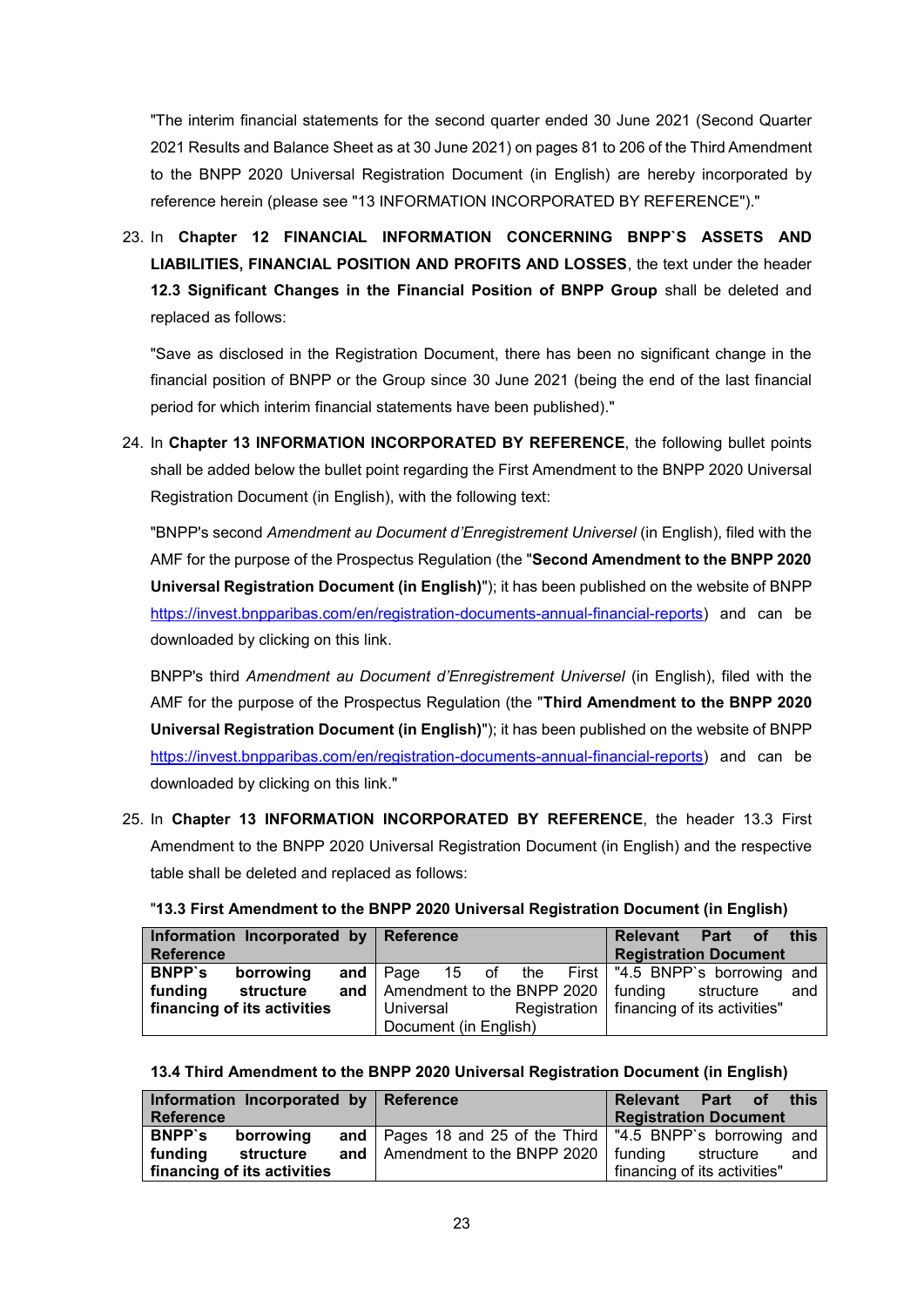"The interim financial statements for the second quarter ended 30 June 2021 (Second Quarter 2021 Results and Balance Sheet as at 30 June 2021) on pages 81 to 206 of the Third Amendment to the BNPP 2020 Universal Registration Document (in English) are hereby incorporated by reference herein (please see "13 INFORMATION INCORPORATED BY REFERENCE")."

23. In **Chapter 12 FINANCIAL INFORMATION CONCERNING BNPP`S ASSETS AND LIABILITIES, FINANCIAL POSITION AND PROFITS AND LOSSES**, the text under the header **12.3 Significant Changes in the Financial Position of BNPP Group** shall be deleted and replaced as follows:

   "Save as disclosed in the Registration Document, there has been no significant change in the financial position of BNPP or the Group since 30 June 2021 (being the end of the last financial period for which interim financial statements have been published)."

24. In **Chapter 13 INFORMATION INCORPORATED BY REFERENCE**, the following bullet points shall be added below the bullet point regarding the First Amendment to the BNPP 2020 Universal Registration Document (in English), with the following text:

   "BNPP's second *Amendment au Document d'Enregistrement Universel* (in English), filed with the AMF for the purpose of the Prospectus Regulation (the "**Second Amendment to the BNPP 2020 Universal Registration Document (in English)**"); it has been published on the website of BNPP https://invest.bnpparibas.com/en/registration-documents-annual-financial-reports) and can be downloaded by clicking on this link.

   BNPP's third *Amendment au Document d'Enregistrement Universel* (in English), filed with the AMF for the purpose of the Prospectus Regulation (the "**Third Amendment to the BNPP 2020 Universal Registration Document (in English)**"); it has been published on the website of BNPP https://invest.bnpparibas.com/en/registration-documents-annual-financial-reports) and can be downloaded by clicking on this link."

25. In **Chapter 13 INFORMATION INCORPORATED BY REFERENCE**, the header 13.3 First Amendment to the BNPP 2020 Universal Registration Document (in English) and the respective table shall be deleted and replaced as follows:

"**13.3 First Amendment to the BNPP 2020 Universal Registration Document (in English)**

| Information Incorporated by Reference | Reference | Relevant Part of this Registration Document |
|---|---|---|
| **BNPP`s borrowing and funding structure and financing of its activities** | Page 15 of the First Amendment to the BNPP 2020 Universal Registration Document (in English) | "4.5 BNPP`s borrowing and funding structure and financing of its activities" |

**13.4 Third Amendment to the BNPP 2020 Universal Registration Document (in English)**

| Information Incorporated by Reference | Reference | Relevant Part of this Registration Document |
|---|---|---|
| **BNPP`s borrowing and funding structure and financing of its activities** | Pages 18 and 25 of the Third Amendment to the BNPP 2020 | "4.5 BNPP`s borrowing and funding structure and financing of its activities" |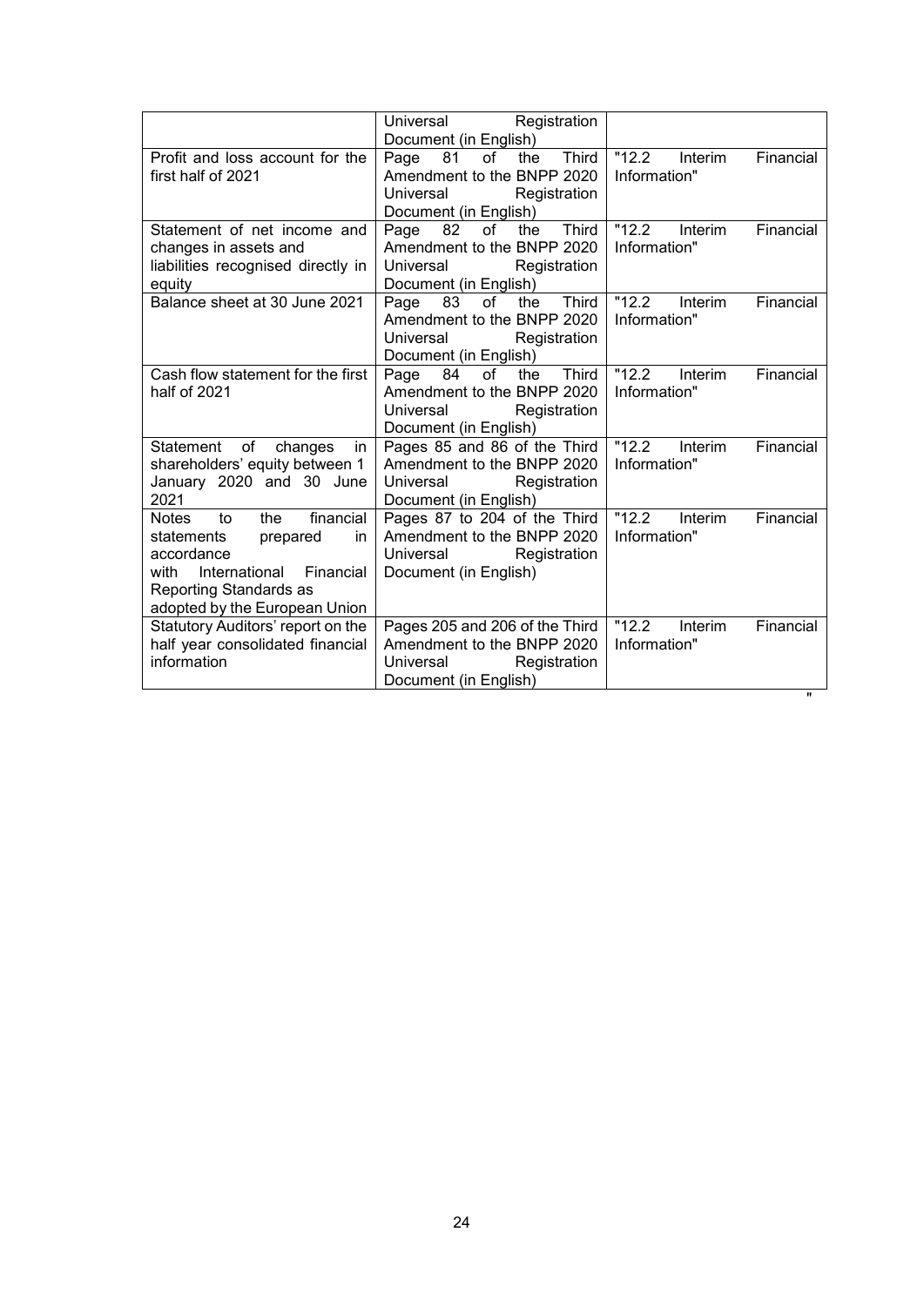| | | |
|---|---|---|
| | Universal Registration Document (in English) | |
| Profit and loss account for the first half of 2021 | Page 81 of the Third Amendment to the BNPP 2020 Universal Registration Document (in English) | "12.2 Interim Financial Information" |
| Statement of net income and changes in assets and liabilities recognised directly in equity | Page 82 of the Third Amendment to the BNPP 2020 Universal Registration Document (in English) | "12.2 Interim Financial Information" |
| Balance sheet at 30 June 2021 | Page 83 of the Third Amendment to the BNPP 2020 Universal Registration Document (in English) | "12.2 Interim Financial Information" |
| Cash flow statement for the first half of 2021 | Page 84 of the Third Amendment to the BNPP 2020 Universal Registration Document (in English) | "12.2 Interim Financial Information" |
| Statement of changes in shareholders' equity between 1 January 2020 and 30 June 2021 | Pages 85 and 86 of the Third Amendment to the BNPP 2020 Universal Registration Document (in English) | "12.2 Interim Financial Information" |
| Notes to the financial statements prepared in accordance with International Financial Reporting Standards as adopted by the European Union | Pages 87 to 204 of the Third Amendment to the BNPP 2020 Universal Registration Document (in English) | "12.2 Interim Financial Information" |
| Statutory Auditors' report on the half year consolidated financial information | Pages 205 and 206 of the Third Amendment to the BNPP 2020 Universal Registration Document (in English) | "12.2 Interim Financial Information" |

"